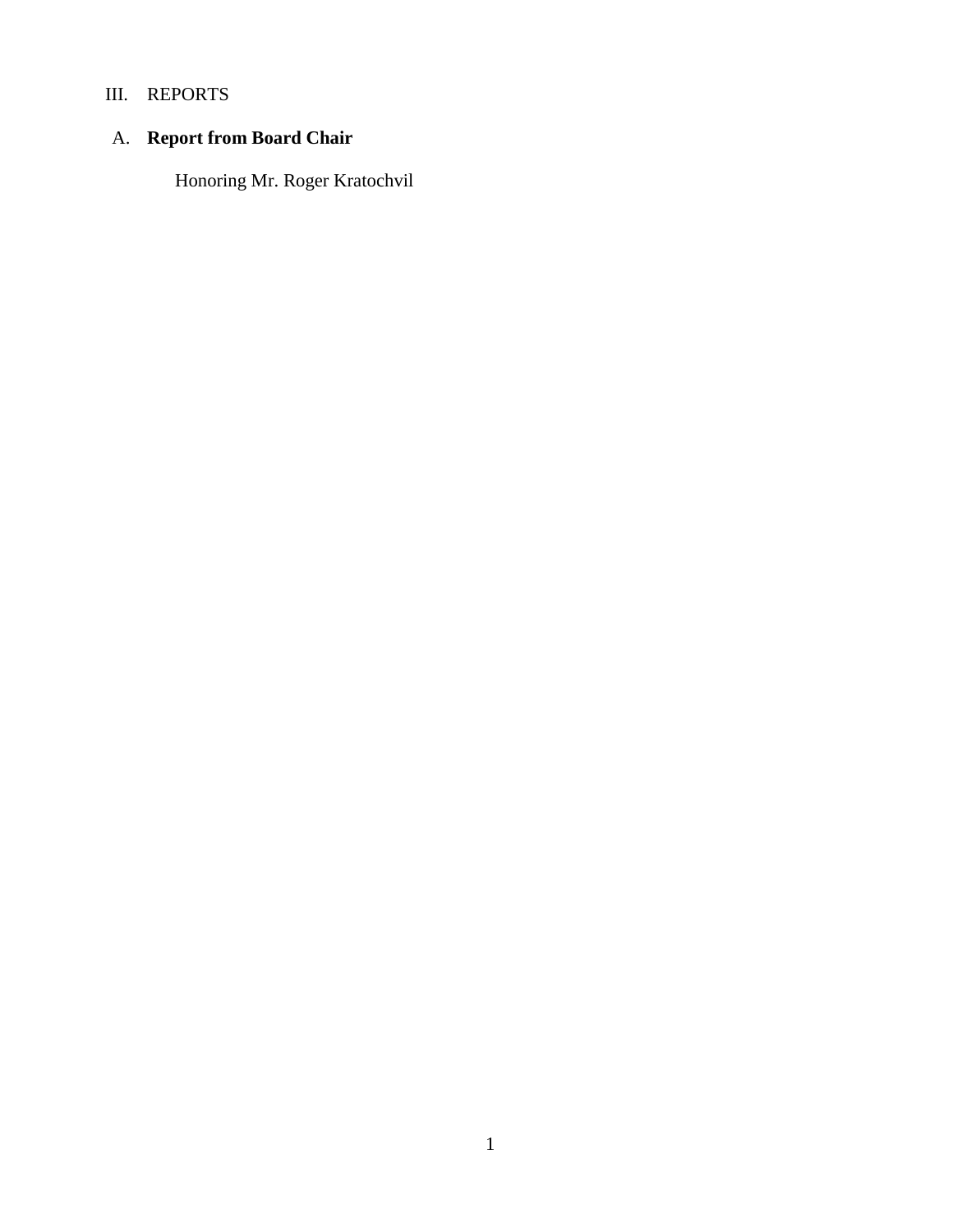# III. REPORTS

## A. **Report from Board Chair**

Honoring Mr. Roger Kratochvil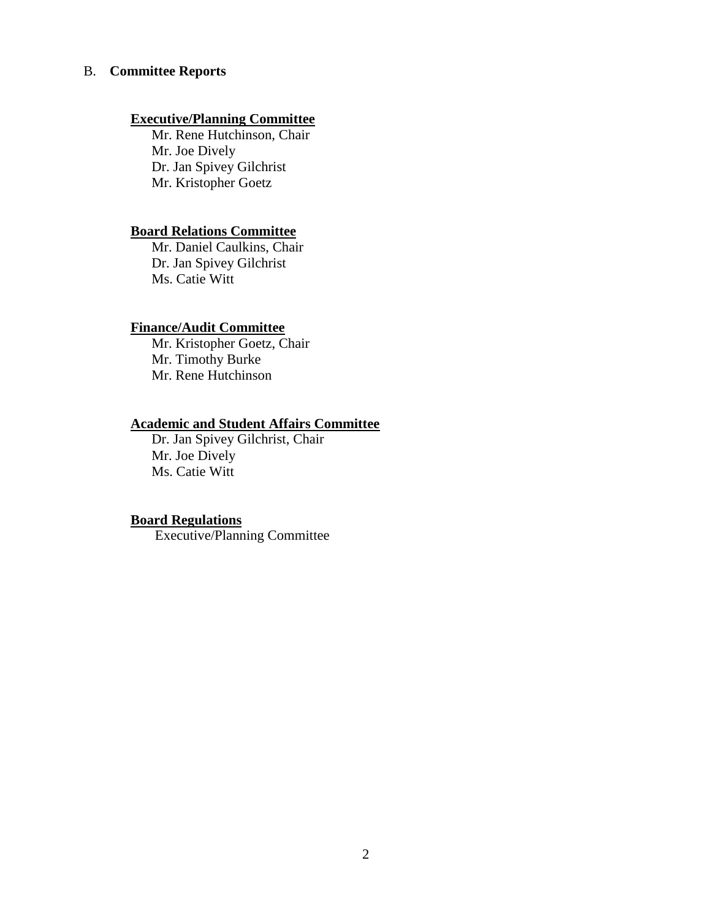B. **Committee Reports**

**Executive/Planning Committee**

Mr. Rene Hutchinson, Chair
Mr. Joe Dively
Dr. Jan Spivey Gilchrist
Mr. Kristopher Goetz

**Board Relations Committee**

Mr. Daniel Caulkins, Chair
Dr. Jan Spivey Gilchrist
Ms. Catie Witt

**Finance/Audit Committee**

Mr. Kristopher Goetz, Chair
Mr. Timothy Burke
Mr. Rene Hutchinson

**Academic and Student Affairs Committee**

Dr. Jan Spivey Gilchrist, Chair
Mr. Joe Dively
Ms. Catie Witt

**Board Regulations**

Executive/Planning Committee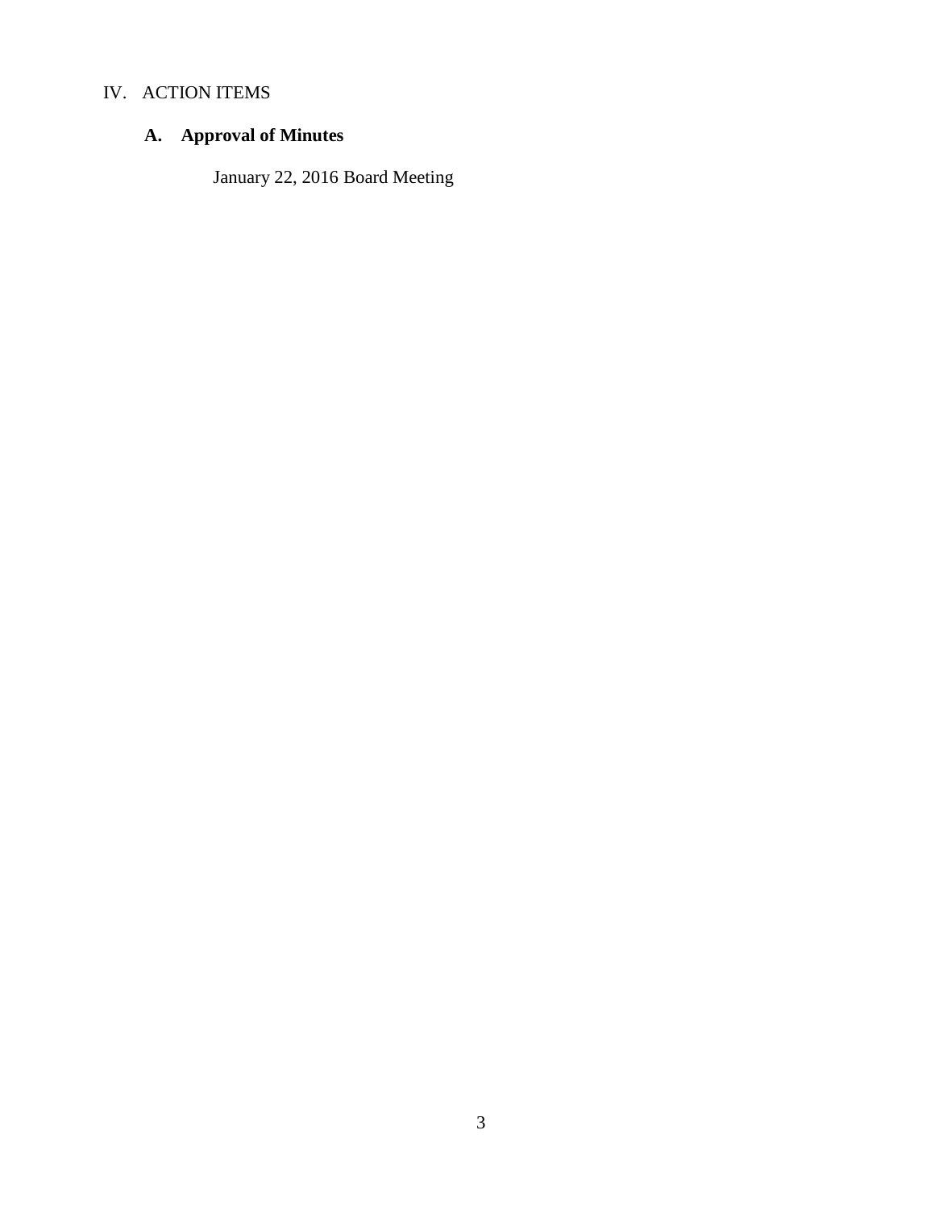IV. ACTION ITEMS

## A. Approval of Minutes

January 22, 2016 Board Meeting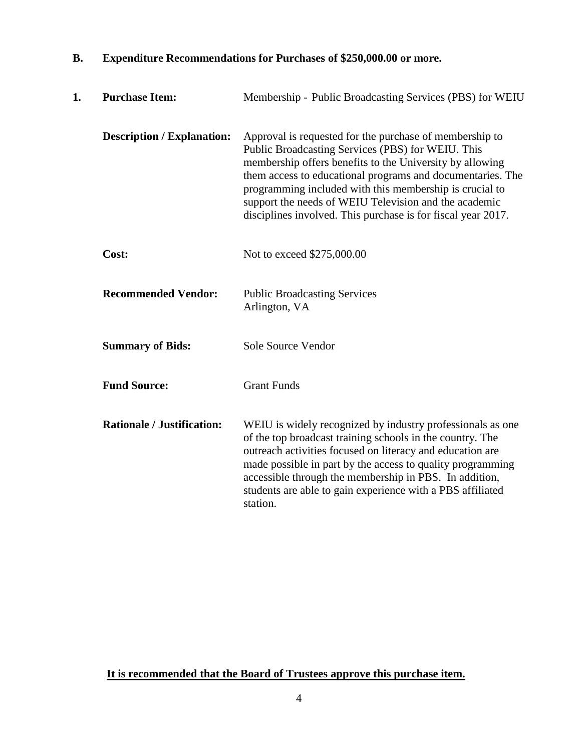## B. Expenditure Recommendations for Purchases of $250,000.00 or more.

**1. Purchase Item:** Membership - Public Broadcasting Services (PBS) for WEIU

**Description / Explanation:** Approval is requested for the purchase of membership to Public Broadcasting Services (PBS) for WEIU. This membership offers benefits to the University by allowing them access to educational programs and documentaries. The programming included with this membership is crucial to support the needs of WEIU Television and the academic disciplines involved. This purchase is for fiscal year 2017.

**Cost:** Not to exceed $275,000.00

**Recommended Vendor:** Public Broadcasting Services
Arlington, VA

**Summary of Bids:** Sole Source Vendor

**Fund Source:** Grant Funds

**Rationale / Justification:** WEIU is widely recognized by industry professionals as one of the top broadcast training schools in the country. The outreach activities focused on literacy and education are made possible in part by the access to quality programming accessible through the membership in PBS. In addition, students are able to gain experience with a PBS affiliated station.

**It is recommended that the Board of Trustees approve this purchase item.**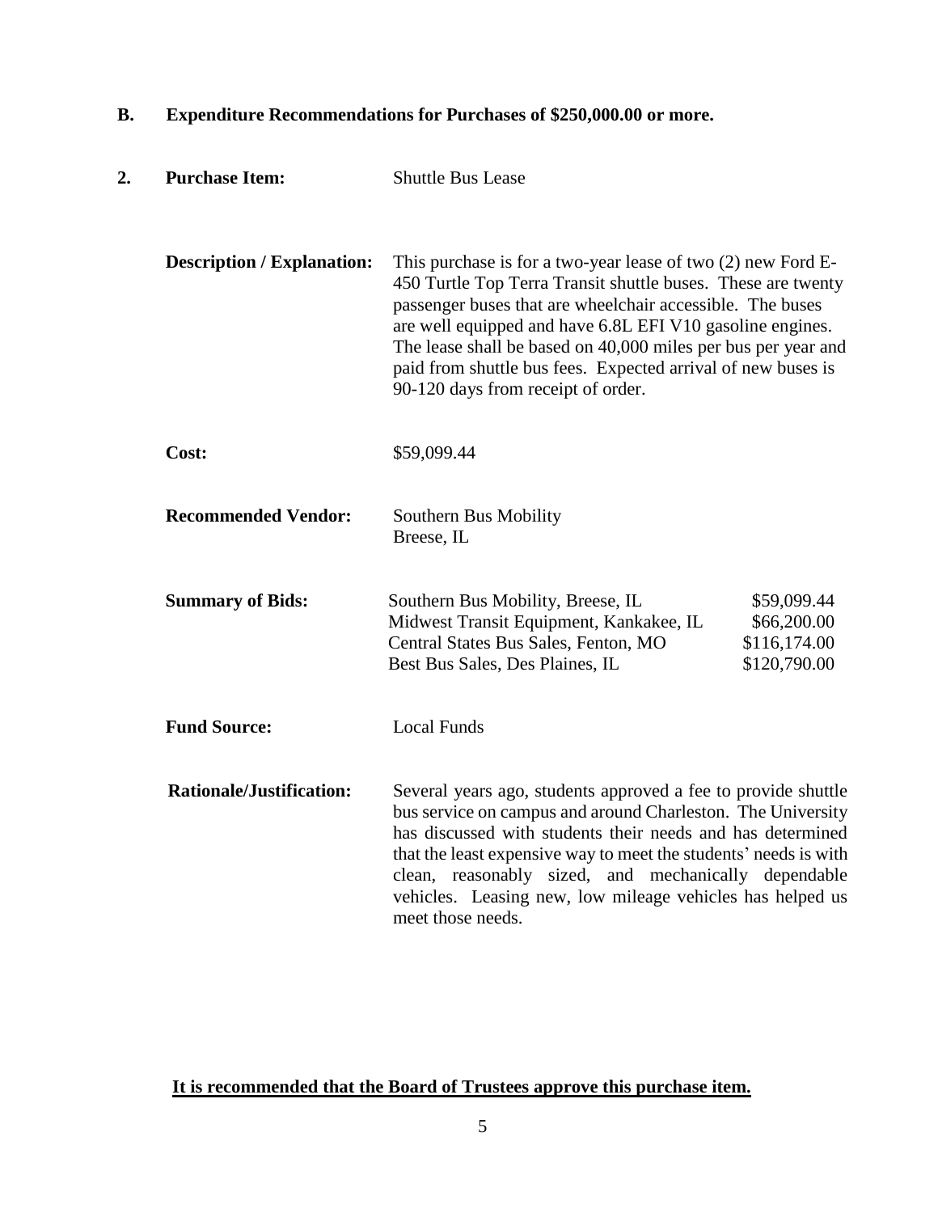## B. Expenditure Recommendations for Purchases of $250,000.00 or more.

**2. Purchase Item:** Shuttle Bus Lease

**Description / Explanation:** This purchase is for a two-year lease of two (2) new Ford E-450 Turtle Top Terra Transit shuttle buses. These are twenty passenger buses that are wheelchair accessible. The buses are well equipped and have 6.8L EFI V10 gasoline engines. The lease shall be based on 40,000 miles per bus per year and paid from shuttle bus fees. Expected arrival of new buses is 90-120 days from receipt of order.

**Cost:** $59,099.44

**Recommended Vendor:** Southern Bus Mobility
Breese, IL

**Summary of Bids:**

| Vendor | Bid |
|---|---|
| Southern Bus Mobility, Breese, IL | $59,099.44 |
| Midwest Transit Equipment, Kankakee, IL | $66,200.00 |
| Central States Bus Sales, Fenton, MO | $116,174.00 |
| Best Bus Sales, Des Plaines, IL | $120,790.00 |

**Fund Source:** Local Funds

**Rationale/Justification:** Several years ago, students approved a fee to provide shuttle bus service on campus and around Charleston. The University has discussed with students their needs and has determined that the least expensive way to meet the students' needs is with clean, reasonably sized, and mechanically dependable vehicles. Leasing new, low mileage vehicles has helped us meet those needs.

**It is recommended that the Board of Trustees approve this purchase item.**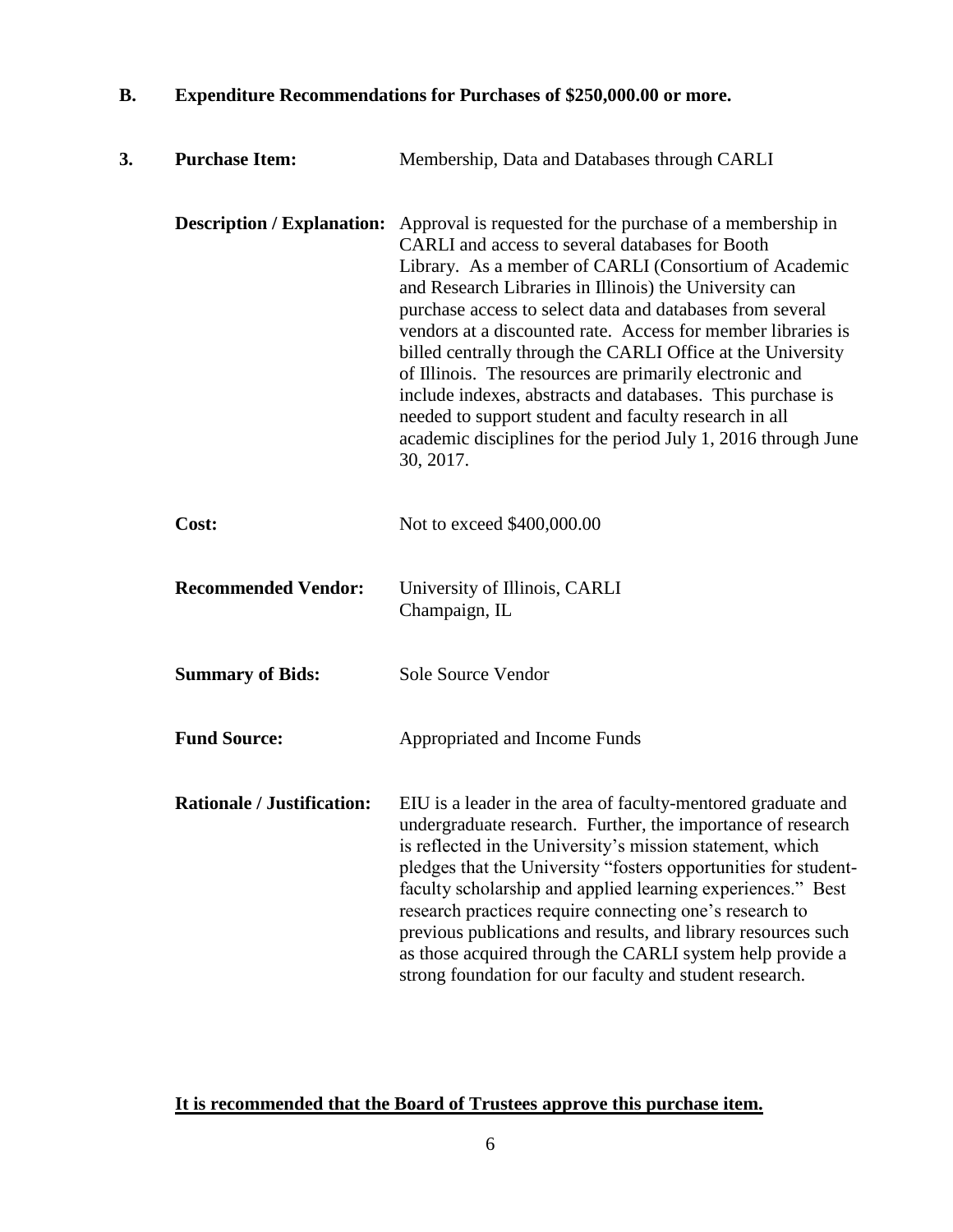## B. Expenditure Recommendations for Purchases of $250,000.00 or more.

**3. Purchase Item:** Membership, Data and Databases through CARLI

**Description / Explanation:** Approval is requested for the purchase of a membership in CARLI and access to several databases for Booth Library. As a member of CARLI (Consortium of Academic and Research Libraries in Illinois) the University can purchase access to select data and databases from several vendors at a discounted rate. Access for member libraries is billed centrally through the CARLI Office at the University of Illinois. The resources are primarily electronic and include indexes, abstracts and databases. This purchase is needed to support student and faculty research in all academic disciplines for the period July 1, 2016 through June 30, 2017.

**Cost:** Not to exceed $400,000.00

**Recommended Vendor:** University of Illinois, CARLI
Champaign, IL

**Summary of Bids:** Sole Source Vendor

**Fund Source:** Appropriated and Income Funds

**Rationale / Justification:** EIU is a leader in the area of faculty-mentored graduate and undergraduate research. Further, the importance of research is reflected in the University's mission statement, which pledges that the University "fosters opportunities for student-faculty scholarship and applied learning experiences." Best research practices require connecting one's research to previous publications and results, and library resources such as those acquired through the CARLI system help provide a strong foundation for our faculty and student research.

**It is recommended that the Board of Trustees approve this purchase item.**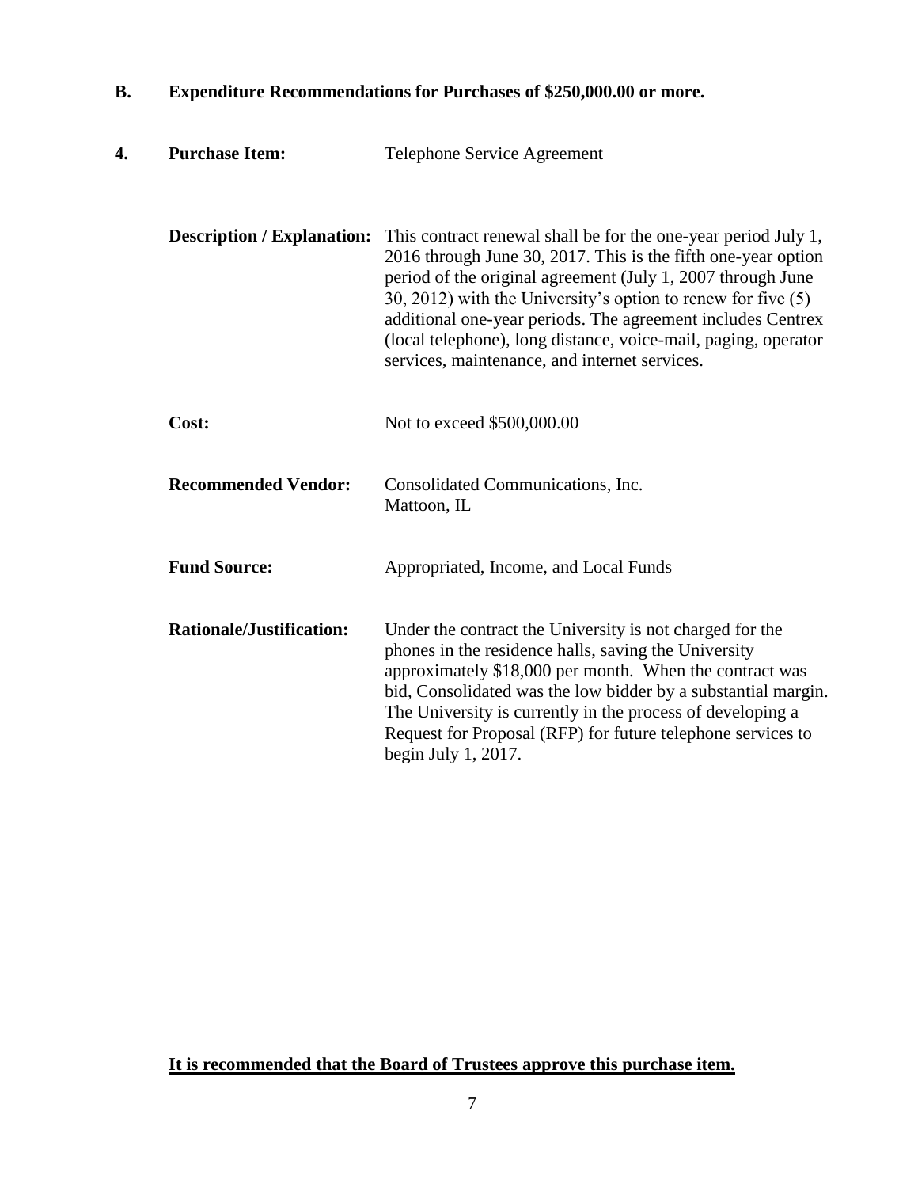## B. Expenditure Recommendations for Purchases of $250,000.00 or more.

**4. Purchase Item:** Telephone Service Agreement

**Description / Explanation:** This contract renewal shall be for the one-year period July 1, 2016 through June 30, 2017. This is the fifth one-year option period of the original agreement (July 1, 2007 through June 30, 2012) with the University's option to renew for five (5) additional one-year periods. The agreement includes Centrex (local telephone), long distance, voice-mail, paging, operator services, maintenance, and internet services.

**Cost:** Not to exceed $500,000.00

**Recommended Vendor:** Consolidated Communications, Inc.
Mattoon, IL

**Fund Source:** Appropriated, Income, and Local Funds

**Rationale/Justification:** Under the contract the University is not charged for the phones in the residence halls, saving the University approximately $18,000 per month. When the contract was bid, Consolidated was the low bidder by a substantial margin. The University is currently in the process of developing a Request for Proposal (RFP) for future telephone services to begin July 1, 2017.

**It is recommended that the Board of Trustees approve this purchase item.**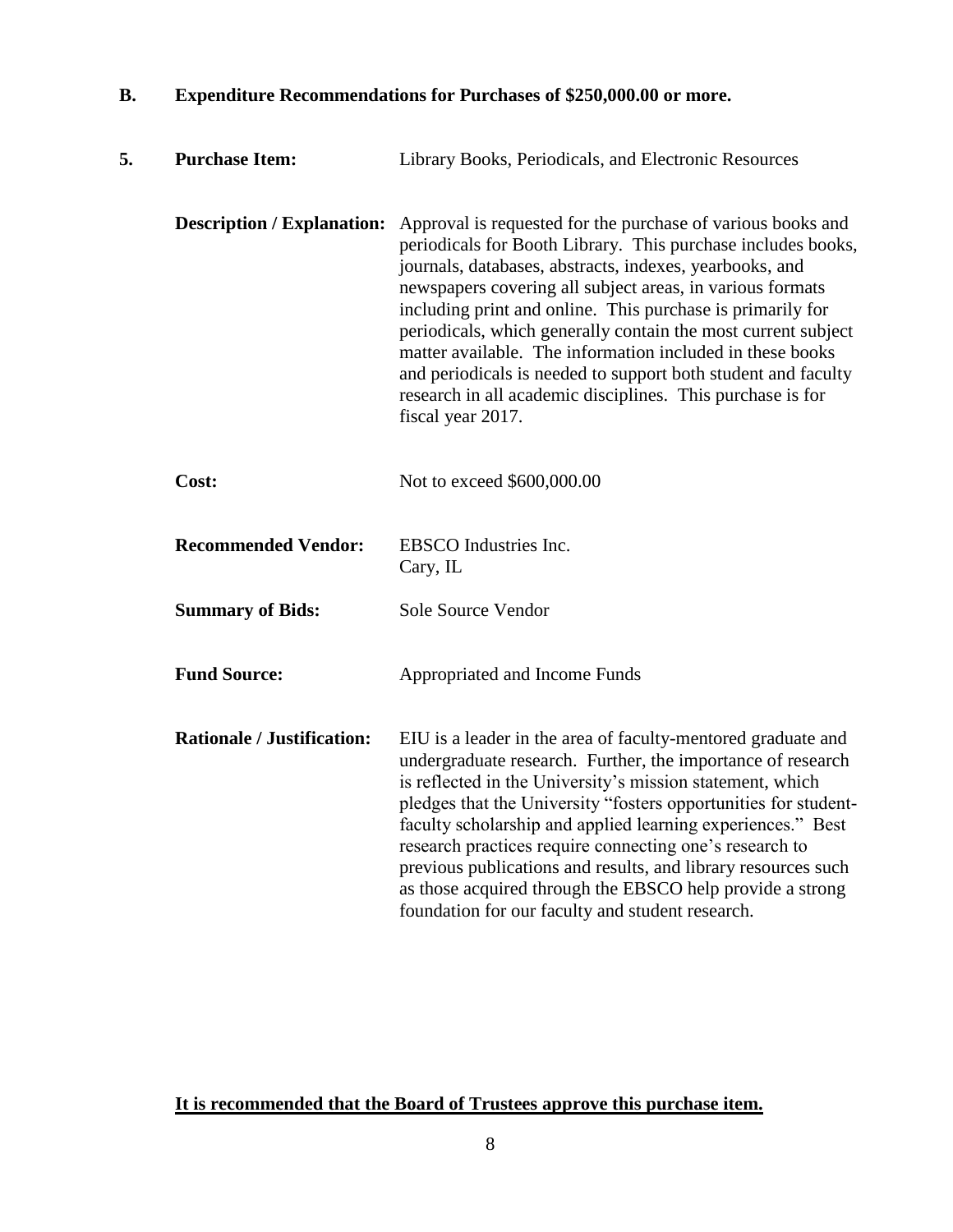## B. Expenditure Recommendations for Purchases of $250,000.00 or more.

**5. Purchase Item:** Library Books, Periodicals, and Electronic Resources

**Description / Explanation:** Approval is requested for the purchase of various books and periodicals for Booth Library. This purchase includes books, journals, databases, abstracts, indexes, yearbooks, and newspapers covering all subject areas, in various formats including print and online. This purchase is primarily for periodicals, which generally contain the most current subject matter available. The information included in these books and periodicals is needed to support both student and faculty research in all academic disciplines. This purchase is for fiscal year 2017.

**Cost:** Not to exceed $600,000.00

**Recommended Vendor:** EBSCO Industries Inc.
Cary, IL

**Summary of Bids:** Sole Source Vendor

**Fund Source:** Appropriated and Income Funds

**Rationale / Justification:** EIU is a leader in the area of faculty-mentored graduate and undergraduate research. Further, the importance of research is reflected in the University's mission statement, which pledges that the University "fosters opportunities for student-faculty scholarship and applied learning experiences." Best research practices require connecting one's research to previous publications and results, and library resources such as those acquired through the EBSCO help provide a strong foundation for our faculty and student research.

**It is recommended that the Board of Trustees approve this purchase item.**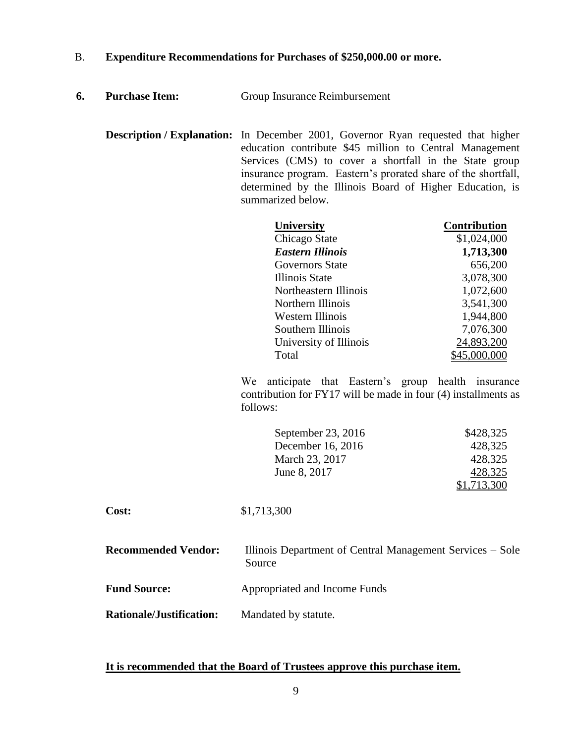B. **Expenditure Recommendations for Purchases of $250,000.00 or more.**

**6. Purchase Item:** Group Insurance Reimbursement

**Description / Explanation:** In December 2001, Governor Ryan requested that higher education contribute $45 million to Central Management Services (CMS) to cover a shortfall in the State group insurance program. Eastern's prorated share of the shortfall, determined by the Illinois Board of Higher Education, is summarized below.

| University | Contribution |
|---|---:|
| Chicago State | $1,024,000 |
| ***Eastern Illinois*** | **1,713,300** |
| Governors State | 656,200 |
| Illinois State | 3,078,300 |
| Northeastern Illinois | 1,072,600 |
| Northern Illinois | 3,541,300 |
| Western Illinois | 1,944,800 |
| Southern Illinois | 7,076,300 |
| University of Illinois | 24,893,200 |
| Total | $45,000,000 |

We anticipate that Eastern's group health insurance contribution for FY17 will be made in four (4) installments as follows:

| | |
|---|---:|
| September 23, 2016 | $428,325 |
| December 16, 2016 | 428,325 |
| March 23, 2017 | 428,325 |
| June 8, 2017 | 428,325 |
| | $1,713,300 |

**Cost:** $1,713,300

**Recommended Vendor:** Illinois Department of Central Management Services – Sole Source

**Fund Source:** Appropriated and Income Funds

**Rationale/Justification:** Mandated by statute.

**It is recommended that the Board of Trustees approve this purchase item.**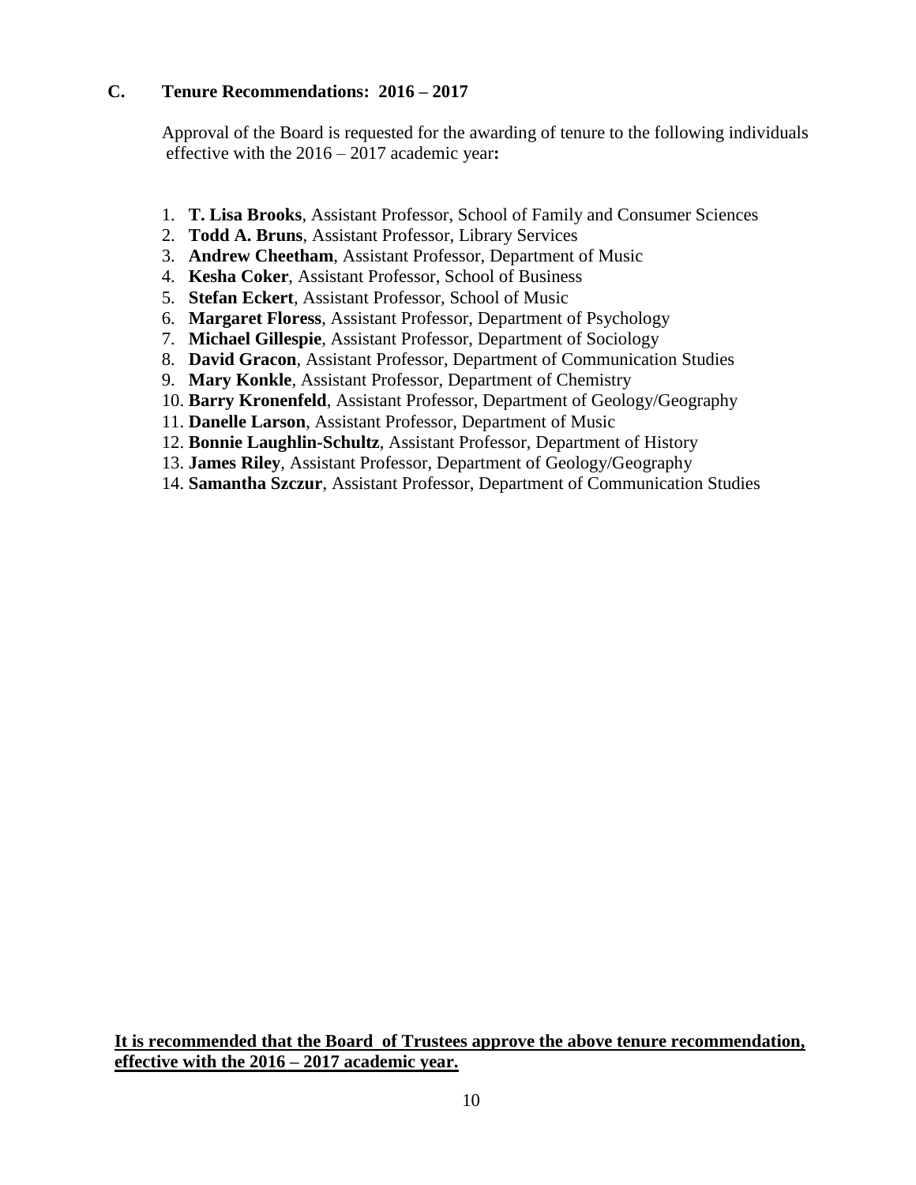### C. Tenure Recommendations: 2016 – 2017

Approval of the Board is requested for the awarding of tenure to the following individuals effective with the 2016 – 2017 academic year**:**

1. **T. Lisa Brooks**, Assistant Professor, School of Family and Consumer Sciences
2. **Todd A. Bruns**, Assistant Professor, Library Services
3. **Andrew Cheetham**, Assistant Professor, Department of Music
4. **Kesha Coker**, Assistant Professor, School of Business
5. **Stefan Eckert**, Assistant Professor, School of Music
6. **Margaret Floress**, Assistant Professor, Department of Psychology
7. **Michael Gillespie**, Assistant Professor, Department of Sociology
8. **David Gracon**, Assistant Professor, Department of Communication Studies
9. **Mary Konkle**, Assistant Professor, Department of Chemistry
10. **Barry Kronenfeld**, Assistant Professor, Department of Geology/Geography
11. **Danelle Larson**, Assistant Professor, Department of Music
12. **Bonnie Laughlin-Schultz**, Assistant Professor, Department of History
13. **James Riley**, Assistant Professor, Department of Geology/Geography
14. **Samantha Szczur**, Assistant Professor, Department of Communication Studies

**It is recommended that the Board of Trustees approve the above tenure recommendation, effective with the 2016 – 2017 academic year.**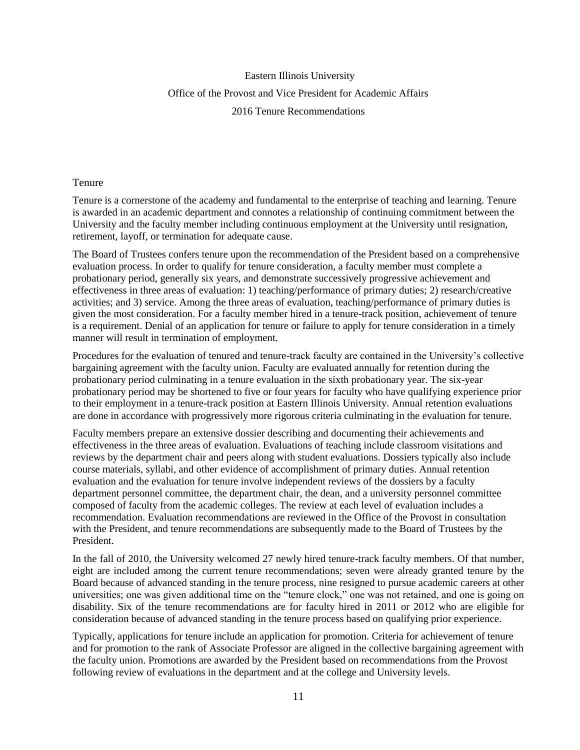Eastern Illinois University

Office of the Provost and Vice President for Academic Affairs

2016 Tenure Recommendations

## Tenure

Tenure is a cornerstone of the academy and fundamental to the enterprise of teaching and learning. Tenure is awarded in an academic department and connotes a relationship of continuing commitment between the University and the faculty member including continuous employment at the University until resignation, retirement, layoff, or termination for adequate cause.

The Board of Trustees confers tenure upon the recommendation of the President based on a comprehensive evaluation process. In order to qualify for tenure consideration, a faculty member must complete a probationary period, generally six years, and demonstrate successively progressive achievement and effectiveness in three areas of evaluation: 1) teaching/performance of primary duties; 2) research/creative activities; and 3) service. Among the three areas of evaluation, teaching/performance of primary duties is given the most consideration. For a faculty member hired in a tenure-track position, achievement of tenure is a requirement. Denial of an application for tenure or failure to apply for tenure consideration in a timely manner will result in termination of employment.

Procedures for the evaluation of tenured and tenure-track faculty are contained in the University's collective bargaining agreement with the faculty union. Faculty are evaluated annually for retention during the probationary period culminating in a tenure evaluation in the sixth probationary year. The six-year probationary period may be shortened to five or four years for faculty who have qualifying experience prior to their employment in a tenure-track position at Eastern Illinois University. Annual retention evaluations are done in accordance with progressively more rigorous criteria culminating in the evaluation for tenure.

Faculty members prepare an extensive dossier describing and documenting their achievements and effectiveness in the three areas of evaluation. Evaluations of teaching include classroom visitations and reviews by the department chair and peers along with student evaluations. Dossiers typically also include course materials, syllabi, and other evidence of accomplishment of primary duties. Annual retention evaluation and the evaluation for tenure involve independent reviews of the dossiers by a faculty department personnel committee, the department chair, the dean, and a university personnel committee composed of faculty from the academic colleges. The review at each level of evaluation includes a recommendation. Evaluation recommendations are reviewed in the Office of the Provost in consultation with the President, and tenure recommendations are subsequently made to the Board of Trustees by the President.

In the fall of 2010, the University welcomed 27 newly hired tenure-track faculty members. Of that number, eight are included among the current tenure recommendations; seven were already granted tenure by the Board because of advanced standing in the tenure process, nine resigned to pursue academic careers at other universities; one was given additional time on the "tenure clock," one was not retained, and one is going on disability. Six of the tenure recommendations are for faculty hired in 2011 or 2012 who are eligible for consideration because of advanced standing in the tenure process based on qualifying prior experience.

Typically, applications for tenure include an application for promotion. Criteria for achievement of tenure and for promotion to the rank of Associate Professor are aligned in the collective bargaining agreement with the faculty union. Promotions are awarded by the President based on recommendations from the Provost following review of evaluations in the department and at the college and University levels.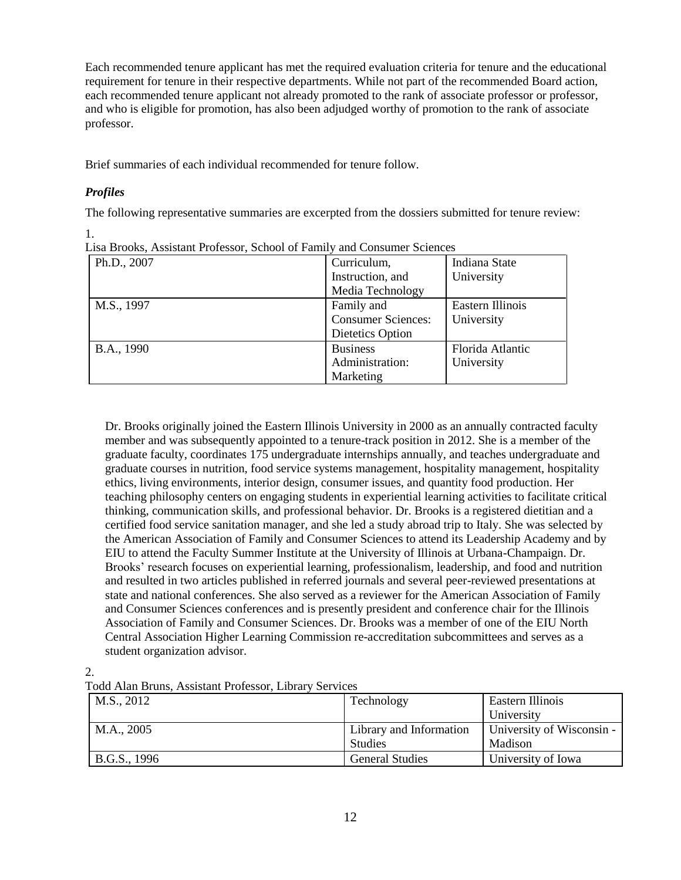Each recommended tenure applicant has met the required evaluation criteria for tenure and the educational requirement for tenure in their respective departments. While not part of the recommended Board action, each recommended tenure applicant not already promoted to the rank of associate professor or professor, and who is eligible for promotion, has also been adjudged worthy of promotion to the rank of associate professor.

Brief summaries of each individual recommended for tenure follow.

### *Profiles*

The following representative summaries are excerpted from the dossiers submitted for tenure review:

1.

Lisa Brooks, Assistant Professor, School of Family and Consumer Sciences

| | | |
|---|---|---|
| Ph.D., 2007 | Curriculum, Instruction, and Media Technology | Indiana State University |
| M.S., 1997 | Family and Consumer Sciences: Dietetics Option | Eastern Illinois University |
| B.A., 1990 | Business Administration: Marketing | Florida Atlantic University |

Dr. Brooks originally joined the Eastern Illinois University in 2000 as an annually contracted faculty member and was subsequently appointed to a tenure-track position in 2012. She is a member of the graduate faculty, coordinates 175 undergraduate internships annually, and teaches undergraduate and graduate courses in nutrition, food service systems management, hospitality management, hospitality ethics, living environments, interior design, consumer issues, and quantity food production. Her teaching philosophy centers on engaging students in experiential learning activities to facilitate critical thinking, communication skills, and professional behavior. Dr. Brooks is a registered dietitian and a certified food service sanitation manager, and she led a study abroad trip to Italy. She was selected by the American Association of Family and Consumer Sciences to attend its Leadership Academy and by EIU to attend the Faculty Summer Institute at the University of Illinois at Urbana-Champaign. Dr. Brooks' research focuses on experiential learning, professionalism, leadership, and food and nutrition and resulted in two articles published in referred journals and several peer-reviewed presentations at state and national conferences. She also served as a reviewer for the American Association of Family and Consumer Sciences conferences and is presently president and conference chair for the Illinois Association of Family and Consumer Sciences. Dr. Brooks was a member of one of the EIU North Central Association Higher Learning Commission re-accreditation subcommittees and serves as a student organization advisor.

2.

Todd Alan Bruns, Assistant Professor, Library Services

| | | |
|---|---|---|
| M.S., 2012 | Technology | Eastern Illinois University |
| M.A., 2005 | Library and Information Studies | University of Wisconsin - Madison |
| B.G.S., 1996 | General Studies | University of Iowa |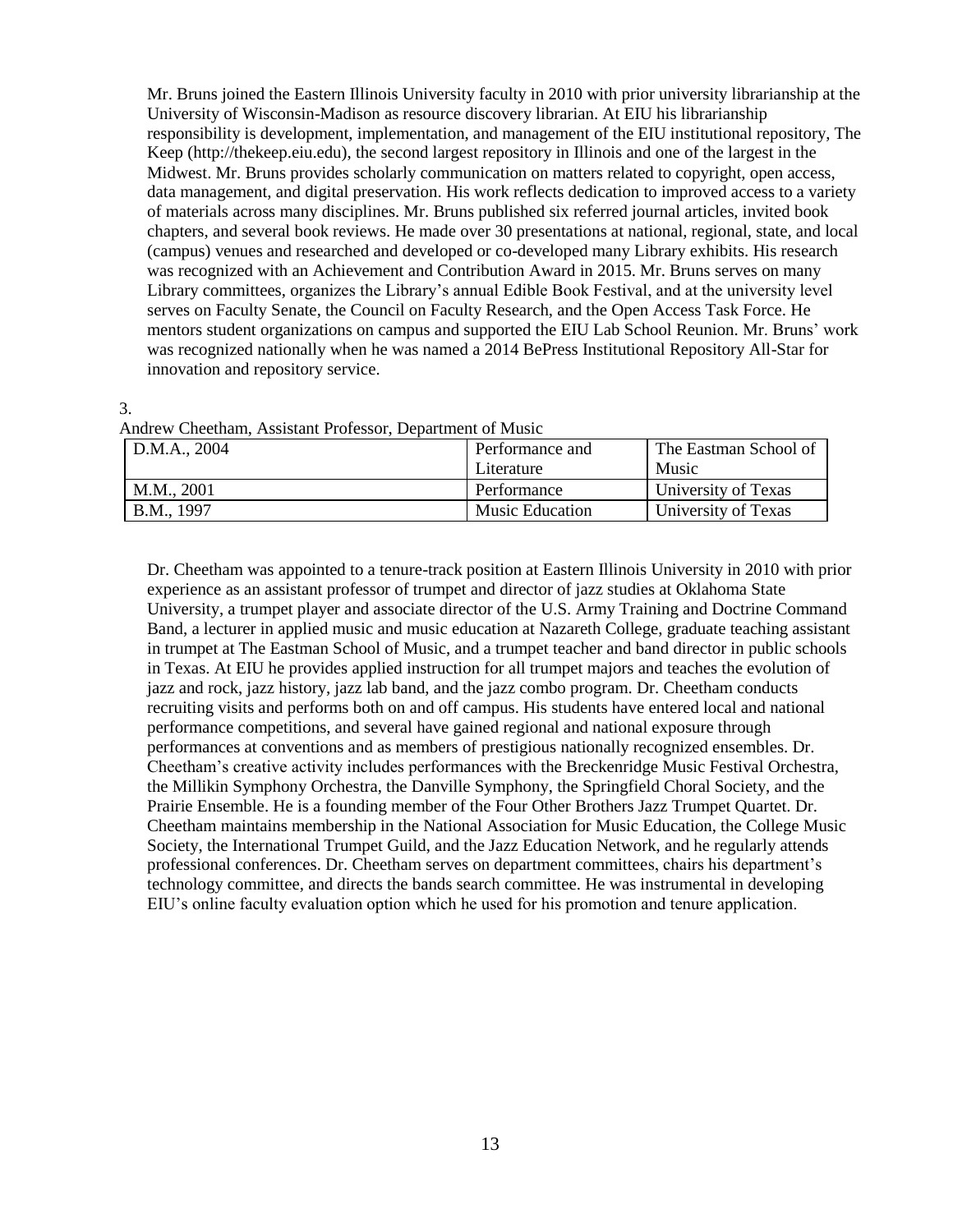Mr. Bruns joined the Eastern Illinois University faculty in 2010 with prior university librarianship at the University of Wisconsin-Madison as resource discovery librarian. At EIU his librarianship responsibility is development, implementation, and management of the EIU institutional repository, The Keep (http://thekeep.eiu.edu), the second largest repository in Illinois and one of the largest in the Midwest. Mr. Bruns provides scholarly communication on matters related to copyright, open access, data management, and digital preservation. His work reflects dedication to improved access to a variety of materials across many disciplines. Mr. Bruns published six referred journal articles, invited book chapters, and several book reviews. He made over 30 presentations at national, regional, state, and local (campus) venues and researched and developed or co-developed many Library exhibits. His research was recognized with an Achievement and Contribution Award in 2015. Mr. Bruns serves on many Library committees, organizes the Library's annual Edible Book Festival, and at the university level serves on Faculty Senate, the Council on Faculty Research, and the Open Access Task Force. He mentors student organizations on campus and supported the EIU Lab School Reunion. Mr. Bruns' work was recognized nationally when he was named a 2014 BePress Institutional Repository All-Star for innovation and repository service.

3.

Andrew Cheetham, Assistant Professor, Department of Music

| D.M.A., 2004 | Performance and Literature | The Eastman School of Music |
|---|---|---|
| M.M., 2001 | Performance | University of Texas |
| B.M., 1997 | Music Education | University of Texas |

Dr. Cheetham was appointed to a tenure-track position at Eastern Illinois University in 2010 with prior experience as an assistant professor of trumpet and director of jazz studies at Oklahoma State University, a trumpet player and associate director of the U.S. Army Training and Doctrine Command Band, a lecturer in applied music and music education at Nazareth College, graduate teaching assistant in trumpet at The Eastman School of Music, and a trumpet teacher and band director in public schools in Texas. At EIU he provides applied instruction for all trumpet majors and teaches the evolution of jazz and rock, jazz history, jazz lab band, and the jazz combo program. Dr. Cheetham conducts recruiting visits and performs both on and off campus. His students have entered local and national performance competitions, and several have gained regional and national exposure through performances at conventions and as members of prestigious nationally recognized ensembles. Dr. Cheetham's creative activity includes performances with the Breckenridge Music Festival Orchestra, the Millikin Symphony Orchestra, the Danville Symphony, the Springfield Choral Society, and the Prairie Ensemble. He is a founding member of the Four Other Brothers Jazz Trumpet Quartet. Dr. Cheetham maintains membership in the National Association for Music Education, the College Music Society, the International Trumpet Guild, and the Jazz Education Network, and he regularly attends professional conferences. Dr. Cheetham serves on department committees, chairs his department's technology committee, and directs the bands search committee. He was instrumental in developing EIU's online faculty evaluation option which he used for his promotion and tenure application.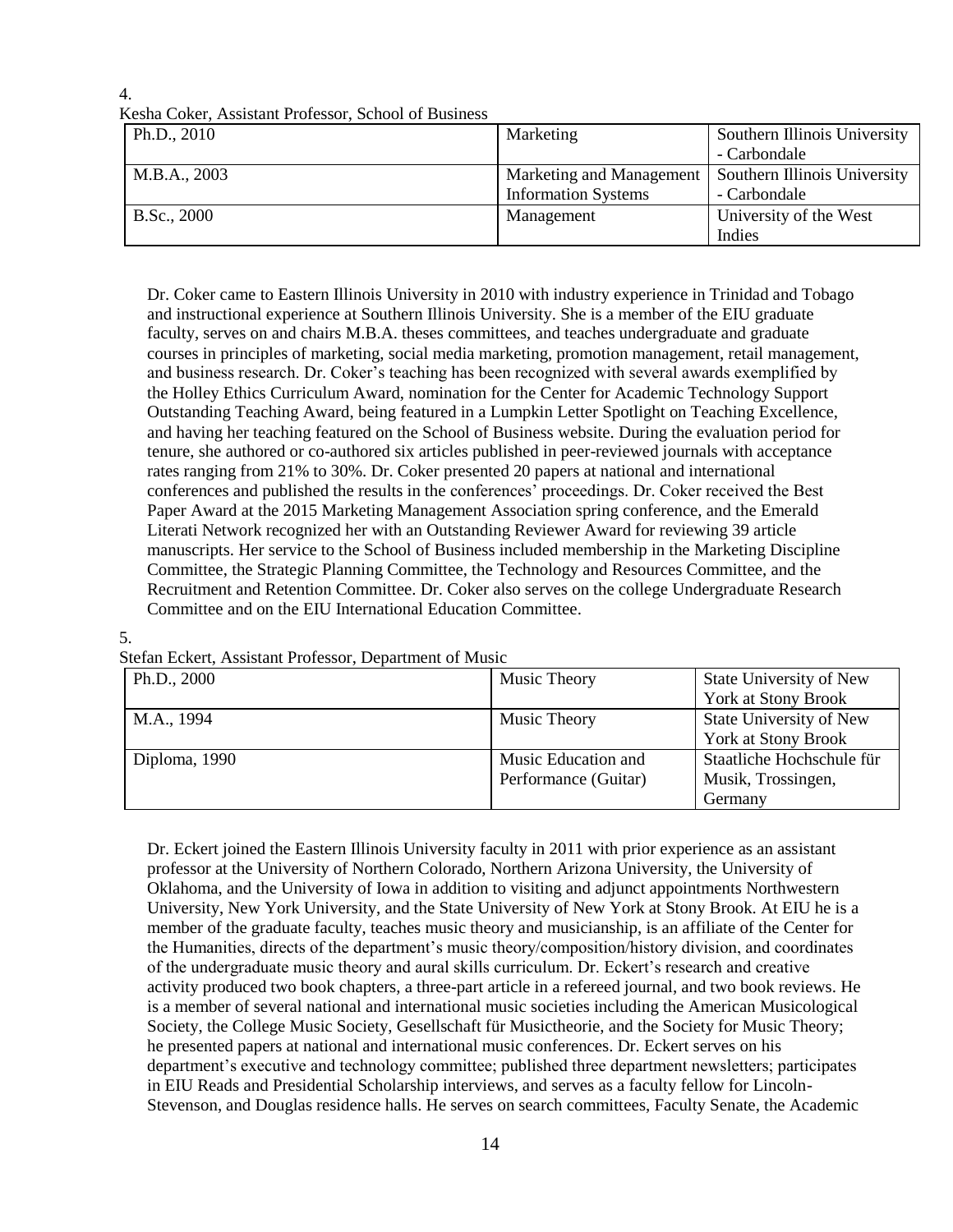4.

Kesha Coker, Assistant Professor, School of Business

| Ph.D., 2010 | Marketing | Southern Illinois University - Carbondale |
|---|---|---|
| M.B.A., 2003 | Marketing and Management Information Systems | Southern Illinois University - Carbondale |
| B.Sc., 2000 | Management | University of the West Indies |

Dr. Coker came to Eastern Illinois University in 2010 with industry experience in Trinidad and Tobago and instructional experience at Southern Illinois University. She is a member of the EIU graduate faculty, serves on and chairs M.B.A. theses committees, and teaches undergraduate and graduate courses in principles of marketing, social media marketing, promotion management, retail management, and business research. Dr. Coker's teaching has been recognized with several awards exemplified by the Holley Ethics Curriculum Award, nomination for the Center for Academic Technology Support Outstanding Teaching Award, being featured in a Lumpkin Letter Spotlight on Teaching Excellence, and having her teaching featured on the School of Business website. During the evaluation period for tenure, she authored or co-authored six articles published in peer-reviewed journals with acceptance rates ranging from 21% to 30%. Dr. Coker presented 20 papers at national and international conferences and published the results in the conferences' proceedings. Dr. Coker received the Best Paper Award at the 2015 Marketing Management Association spring conference, and the Emerald Literati Network recognized her with an Outstanding Reviewer Award for reviewing 39 article manuscripts. Her service to the School of Business included membership in the Marketing Discipline Committee, the Strategic Planning Committee, the Technology and Resources Committee, and the Recruitment and Retention Committee. Dr. Coker also serves on the college Undergraduate Research Committee and on the EIU International Education Committee.

5.

Stefan Eckert, Assistant Professor, Department of Music

| Ph.D., 2000 | Music Theory | State University of New York at Stony Brook |
|---|---|---|
| M.A., 1994 | Music Theory | State University of New York at Stony Brook |
| Diploma, 1990 | Music Education and Performance (Guitar) | Staatliche Hochschule für Musik, Trossingen, Germany |

Dr. Eckert joined the Eastern Illinois University faculty in 2011 with prior experience as an assistant professor at the University of Northern Colorado, Northern Arizona University, the University of Oklahoma, and the University of Iowa in addition to visiting and adjunct appointments Northwestern University, New York University, and the State University of New York at Stony Brook. At EIU he is a member of the graduate faculty, teaches music theory and musicianship, is an affiliate of the Center for the Humanities, directs of the department's music theory/composition/history division, and coordinates of the undergraduate music theory and aural skills curriculum. Dr. Eckert's research and creative activity produced two book chapters, a three-part article in a refereed journal, and two book reviews. He is a member of several national and international music societies including the American Musicological Society, the College Music Society, Gesellschaft für Musictheorie, and the Society for Music Theory; he presented papers at national and international music conferences. Dr. Eckert serves on his department's executive and technology committee; published three department newsletters; participates in EIU Reads and Presidential Scholarship interviews, and serves as a faculty fellow for Lincoln-Stevenson, and Douglas residence halls. He serves on search committees, Faculty Senate, the Academic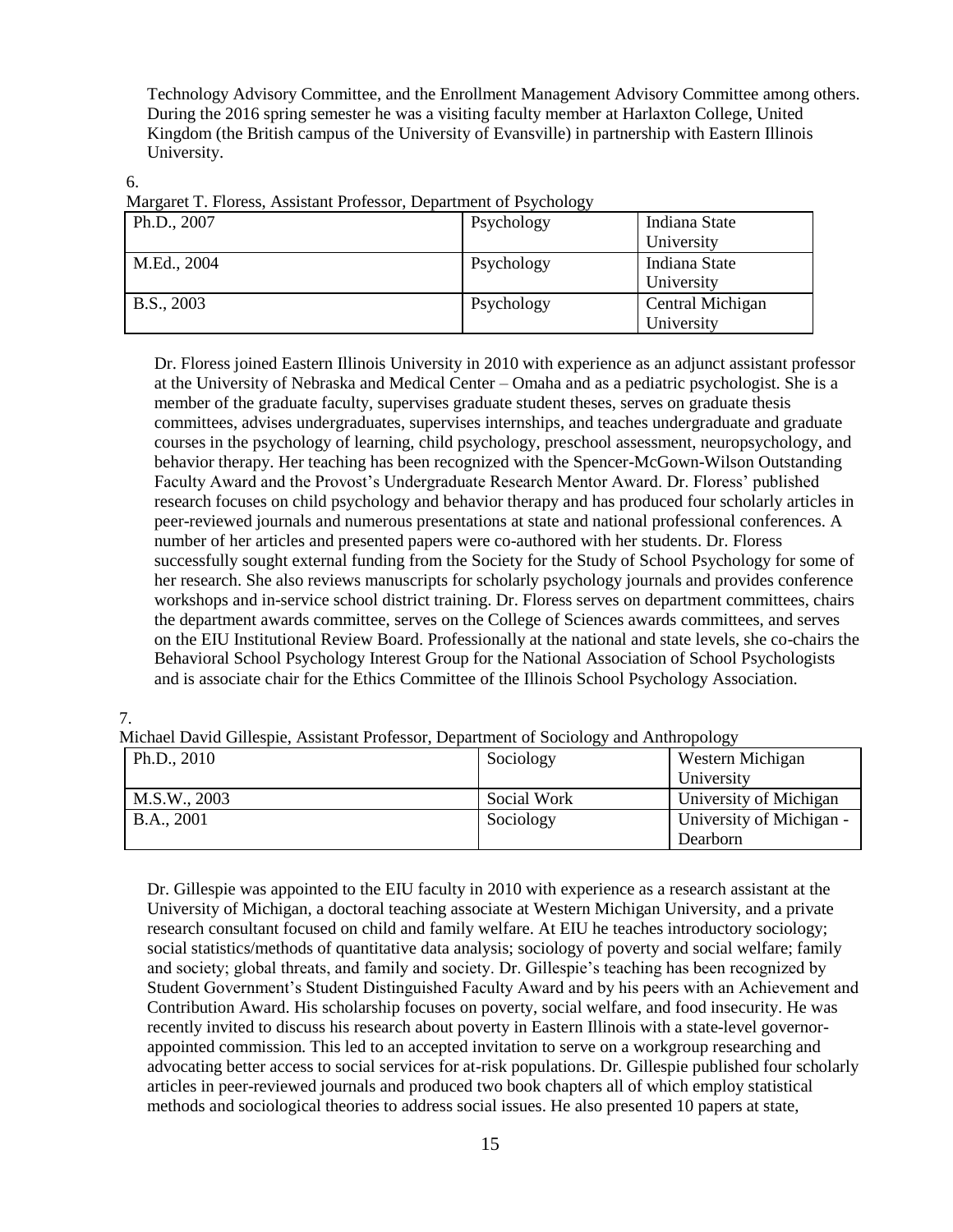Technology Advisory Committee, and the Enrollment Management Advisory Committee among others. During the 2016 spring semester he was a visiting faculty member at Harlaxton College, United Kingdom (the British campus of the University of Evansville) in partnership with Eastern Illinois University.

6.

Margaret T. Floress, Assistant Professor, Department of Psychology

| Ph.D., 2007 | Psychology | Indiana State University |
|---|---|---|
| M.Ed., 2004 | Psychology | Indiana State University |
| B.S., 2003 | Psychology | Central Michigan University |

Dr. Floress joined Eastern Illinois University in 2010 with experience as an adjunct assistant professor at the University of Nebraska and Medical Center – Omaha and as a pediatric psychologist. She is a member of the graduate faculty, supervises graduate student theses, serves on graduate thesis committees, advises undergraduates, supervises internships, and teaches undergraduate and graduate courses in the psychology of learning, child psychology, preschool assessment, neuropsychology, and behavior therapy. Her teaching has been recognized with the Spencer-McGown-Wilson Outstanding Faculty Award and the Provost's Undergraduate Research Mentor Award. Dr. Floress' published research focuses on child psychology and behavior therapy and has produced four scholarly articles in peer-reviewed journals and numerous presentations at state and national professional conferences. A number of her articles and presented papers were co-authored with her students. Dr. Floress successfully sought external funding from the Society for the Study of School Psychology for some of her research. She also reviews manuscripts for scholarly psychology journals and provides conference workshops and in-service school district training. Dr. Floress serves on department committees, chairs the department awards committee, serves on the College of Sciences awards committees, and serves on the EIU Institutional Review Board. Professionally at the national and state levels, she co-chairs the Behavioral School Psychology Interest Group for the National Association of School Psychologists and is associate chair for the Ethics Committee of the Illinois School Psychology Association.

7.

Michael David Gillespie, Assistant Professor, Department of Sociology and Anthropology

| Ph.D., 2010 | Sociology | Western Michigan University |
|---|---|---|
| M.S.W., 2003 | Social Work | University of Michigan |
| B.A., 2001 | Sociology | University of Michigan - Dearborn |

Dr. Gillespie was appointed to the EIU faculty in 2010 with experience as a research assistant at the University of Michigan, a doctoral teaching associate at Western Michigan University, and a private research consultant focused on child and family welfare. At EIU he teaches introductory sociology; social statistics/methods of quantitative data analysis; sociology of poverty and social welfare; family and society; global threats, and family and society. Dr. Gillespie's teaching has been recognized by Student Government's Student Distinguished Faculty Award and by his peers with an Achievement and Contribution Award. His scholarship focuses on poverty, social welfare, and food insecurity. He was recently invited to discuss his research about poverty in Eastern Illinois with a state-level governor-appointed commission. This led to an accepted invitation to serve on a workgroup researching and advocating better access to social services for at-risk populations. Dr. Gillespie published four scholarly articles in peer-reviewed journals and produced two book chapters all of which employ statistical methods and sociological theories to address social issues. He also presented 10 papers at state,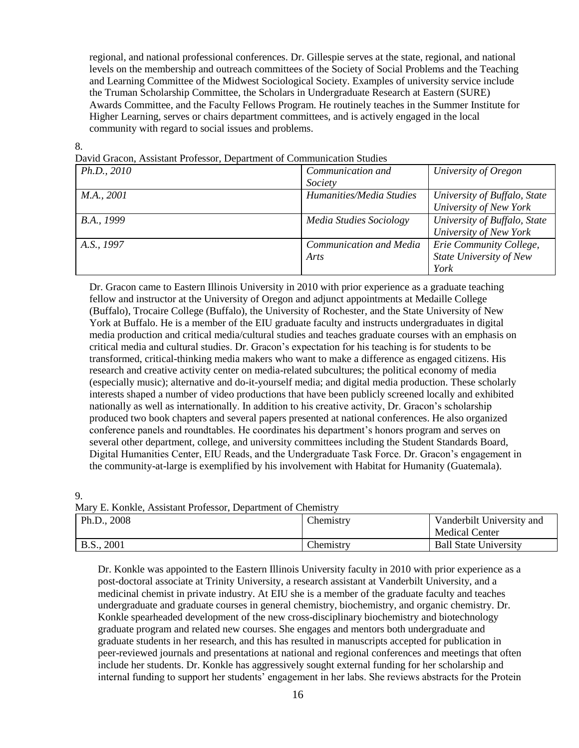regional, and national professional conferences. Dr. Gillespie serves at the state, regional, and national levels on the membership and outreach committees of the Society of Social Problems and the Teaching and Learning Committee of the Midwest Sociological Society. Examples of university service include the Truman Scholarship Committee, the Scholars in Undergraduate Research at Eastern (SURE) Awards Committee, and the Faculty Fellows Program. He routinely teaches in the Summer Institute for Higher Learning, serves or chairs department committees, and is actively engaged in the local community with regard to social issues and problems.

8.

David Gracon, Assistant Professor, Department of Communication Studies

| | | |
|---|---|---|
| *Ph.D., 2010* | *Communication and Society* | *University of Oregon* |
| *M.A., 2001* | *Humanities/Media Studies* | *University of Buffalo, State University of New York* |
| *B.A., 1999* | *Media Studies Sociology* | *University of Buffalo, State University of New York* |
| *A.S., 1997* | *Communication and Media Arts* | *Erie Community College, State University of New York* |

Dr. Gracon came to Eastern Illinois University in 2010 with prior experience as a graduate teaching fellow and instructor at the University of Oregon and adjunct appointments at Medaille College (Buffalo), Trocaire College (Buffalo), the University of Rochester, and the State University of New York at Buffalo. He is a member of the EIU graduate faculty and instructs undergraduates in digital media production and critical media/cultural studies and teaches graduate courses with an emphasis on critical media and cultural studies. Dr. Gracon's expectation for his teaching is for students to be transformed, critical-thinking media makers who want to make a difference as engaged citizens. His research and creative activity center on media-related subcultures; the political economy of media (especially music); alternative and do-it-yourself media; and digital media production. These scholarly interests shaped a number of video productions that have been publicly screened locally and exhibited nationally as well as internationally. In addition to his creative activity, Dr. Gracon's scholarship produced two book chapters and several papers presented at national conferences. He also organized conference panels and roundtables. He coordinates his department's honors program and serves on several other department, college, and university committees including the Student Standards Board, Digital Humanities Center, EIU Reads, and the Undergraduate Task Force. Dr. Gracon's engagement in the community-at-large is exemplified by his involvement with Habitat for Humanity (Guatemala).

9.

Mary E. Konkle, Assistant Professor, Department of Chemistry

| | | |
|---|---|---|
| Ph.D., 2008 | Chemistry | Vanderbilt University and Medical Center |
| B.S., 2001 | Chemistry | Ball State University |

Dr. Konkle was appointed to the Eastern Illinois University faculty in 2010 with prior experience as a post-doctoral associate at Trinity University, a research assistant at Vanderbilt University, and a medicinal chemist in private industry. At EIU she is a member of the graduate faculty and teaches undergraduate and graduate courses in general chemistry, biochemistry, and organic chemistry. Dr. Konkle spearheaded development of the new cross-disciplinary biochemistry and biotechnology graduate program and related new courses. She engages and mentors both undergraduate and graduate students in her research, and this has resulted in manuscripts accepted for publication in peer-reviewed journals and presentations at national and regional conferences and meetings that often include her students. Dr. Konkle has aggressively sought external funding for her scholarship and internal funding to support her students' engagement in her labs. She reviews abstracts for the Protein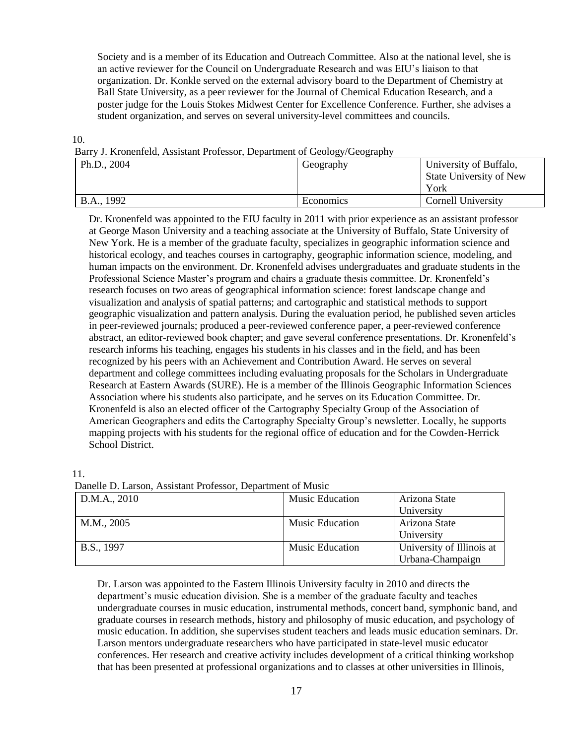Society and is a member of its Education and Outreach Committee. Also at the national level, she is an active reviewer for the Council on Undergraduate Research and was EIU's liaison to that organization. Dr. Konkle served on the external advisory board to the Department of Chemistry at Ball State University, as a peer reviewer for the Journal of Chemical Education Research, and a poster judge for the Louis Stokes Midwest Center for Excellence Conference. Further, she advises a student organization, and serves on several university-level committees and councils.

10.

Barry J. Kronenfeld, Assistant Professor, Department of Geology/Geography

| Ph.D., 2004 | Geography | University of Buffalo, State University of New York |
|---|---|---|
| B.A., 1992 | Economics | Cornell University |

Dr. Kronenfeld was appointed to the EIU faculty in 2011 with prior experience as an assistant professor at George Mason University and a teaching associate at the University of Buffalo, State University of New York. He is a member of the graduate faculty, specializes in geographic information science and historical ecology, and teaches courses in cartography, geographic information science, modeling, and human impacts on the environment. Dr. Kronenfeld advises undergraduates and graduate students in the Professional Science Master's program and chairs a graduate thesis committee. Dr. Kronenfeld's research focuses on two areas of geographical information science: forest landscape change and visualization and analysis of spatial patterns; and cartographic and statistical methods to support geographic visualization and pattern analysis. During the evaluation period, he published seven articles in peer-reviewed journals; produced a peer-reviewed conference paper, a peer-reviewed conference abstract, an editor-reviewed book chapter; and gave several conference presentations. Dr. Kronenfeld's research informs his teaching, engages his students in his classes and in the field, and has been recognized by his peers with an Achievement and Contribution Award. He serves on several department and college committees including evaluating proposals for the Scholars in Undergraduate Research at Eastern Awards (SURE). He is a member of the Illinois Geographic Information Sciences Association where his students also participate, and he serves on its Education Committee. Dr. Kronenfeld is also an elected officer of the Cartography Specialty Group of the Association of American Geographers and edits the Cartography Specialty Group's newsletter. Locally, he supports mapping projects with his students for the regional office of education and for the Cowden-Herrick School District.

11.

Danelle D. Larson, Assistant Professor, Department of Music

| D.M.A., 2010 | Music Education | Arizona State University |
|---|---|---|
| M.M., 2005 | Music Education | Arizona State University |
| B.S., 1997 | Music Education | University of Illinois at Urbana-Champaign |

Dr. Larson was appointed to the Eastern Illinois University faculty in 2010 and directs the department's music education division. She is a member of the graduate faculty and teaches undergraduate courses in music education, instrumental methods, concert band, symphonic band, and graduate courses in research methods, history and philosophy of music education, and psychology of music education. In addition, she supervises student teachers and leads music education seminars. Dr. Larson mentors undergraduate researchers who have participated in state-level music educator conferences. Her research and creative activity includes development of a critical thinking workshop that has been presented at professional organizations and to classes at other universities in Illinois,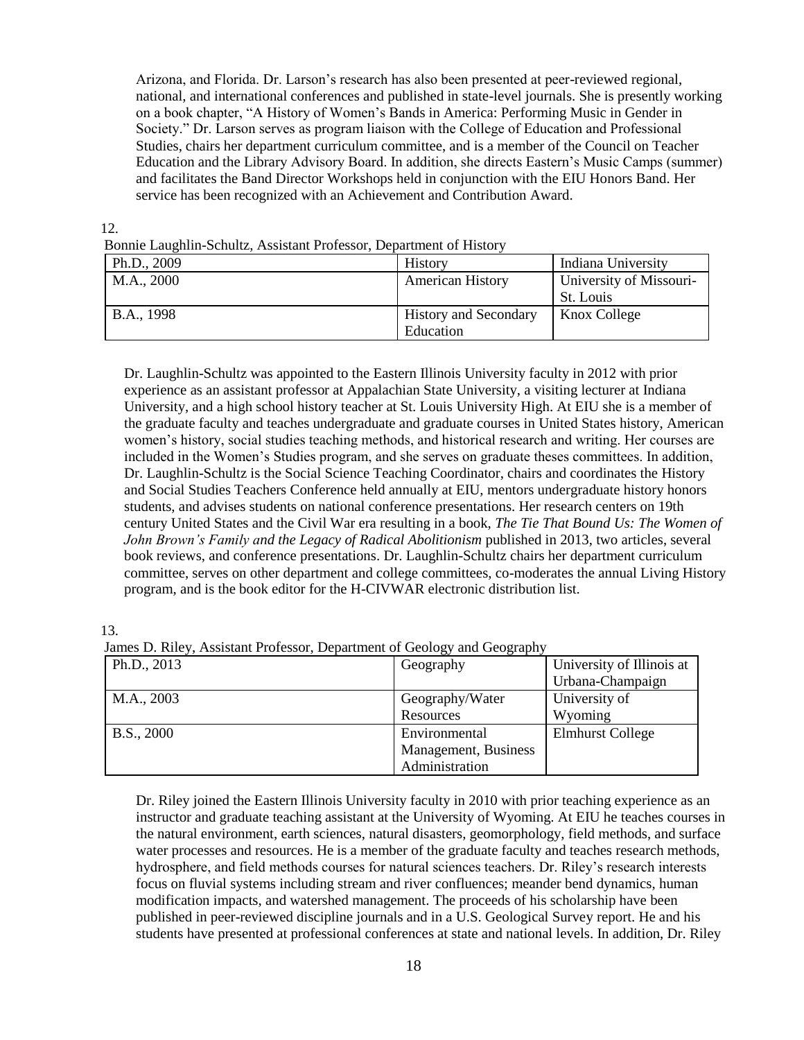Arizona, and Florida. Dr. Larson's research has also been presented at peer-reviewed regional, national, and international conferences and published in state-level journals. She is presently working on a book chapter, "A History of Women's Bands in America: Performing Music in Gender in Society." Dr. Larson serves as program liaison with the College of Education and Professional Studies, chairs her department curriculum committee, and is a member of the Council on Teacher Education and the Library Advisory Board. In addition, she directs Eastern's Music Camps (summer) and facilitates the Band Director Workshops held in conjunction with the EIU Honors Band. Her service has been recognized with an Achievement and Contribution Award.

12.

Bonnie Laughlin-Schultz, Assistant Professor, Department of History

| | | |
|---|---|---|
| Ph.D., 2009 | History | Indiana University |
| M.A., 2000 | American History | University of Missouri-St. Louis |
| B.A., 1998 | History and Secondary Education | Knox College |

Dr. Laughlin-Schultz was appointed to the Eastern Illinois University faculty in 2012 with prior experience as an assistant professor at Appalachian State University, a visiting lecturer at Indiana University, and a high school history teacher at St. Louis University High. At EIU she is a member of the graduate faculty and teaches undergraduate and graduate courses in United States history, American women's history, social studies teaching methods, and historical research and writing. Her courses are included in the Women's Studies program, and she serves on graduate theses committees. In addition, Dr. Laughlin-Schultz is the Social Science Teaching Coordinator, chairs and coordinates the History and Social Studies Teachers Conference held annually at EIU, mentors undergraduate history honors students, and advises students on national conference presentations. Her research centers on 19th century United States and the Civil War era resulting in a book, *The Tie That Bound Us: The Women of John Brown's Family and the Legacy of Radical Abolitionism* published in 2013, two articles, several book reviews, and conference presentations. Dr. Laughlin-Schultz chairs her department curriculum committee, serves on other department and college committees, co-moderates the annual Living History program, and is the book editor for the H-CIVWAR electronic distribution list.

13.

James D. Riley, Assistant Professor, Department of Geology and Geography

| | | |
|---|---|---|
| Ph.D., 2013 | Geography | University of Illinois at Urbana-Champaign |
| M.A., 2003 | Geography/Water Resources | University of Wyoming |
| B.S., 2000 | Environmental Management, Business Administration | Elmhurst College |

Dr. Riley joined the Eastern Illinois University faculty in 2010 with prior teaching experience as an instructor and graduate teaching assistant at the University of Wyoming. At EIU he teaches courses in the natural environment, earth sciences, natural disasters, geomorphology, field methods, and surface water processes and resources. He is a member of the graduate faculty and teaches research methods, hydrosphere, and field methods courses for natural sciences teachers. Dr. Riley's research interests focus on fluvial systems including stream and river confluences; meander bend dynamics, human modification impacts, and watershed management. The proceeds of his scholarship have been published in peer-reviewed discipline journals and in a U.S. Geological Survey report. He and his students have presented at professional conferences at state and national levels. In addition, Dr. Riley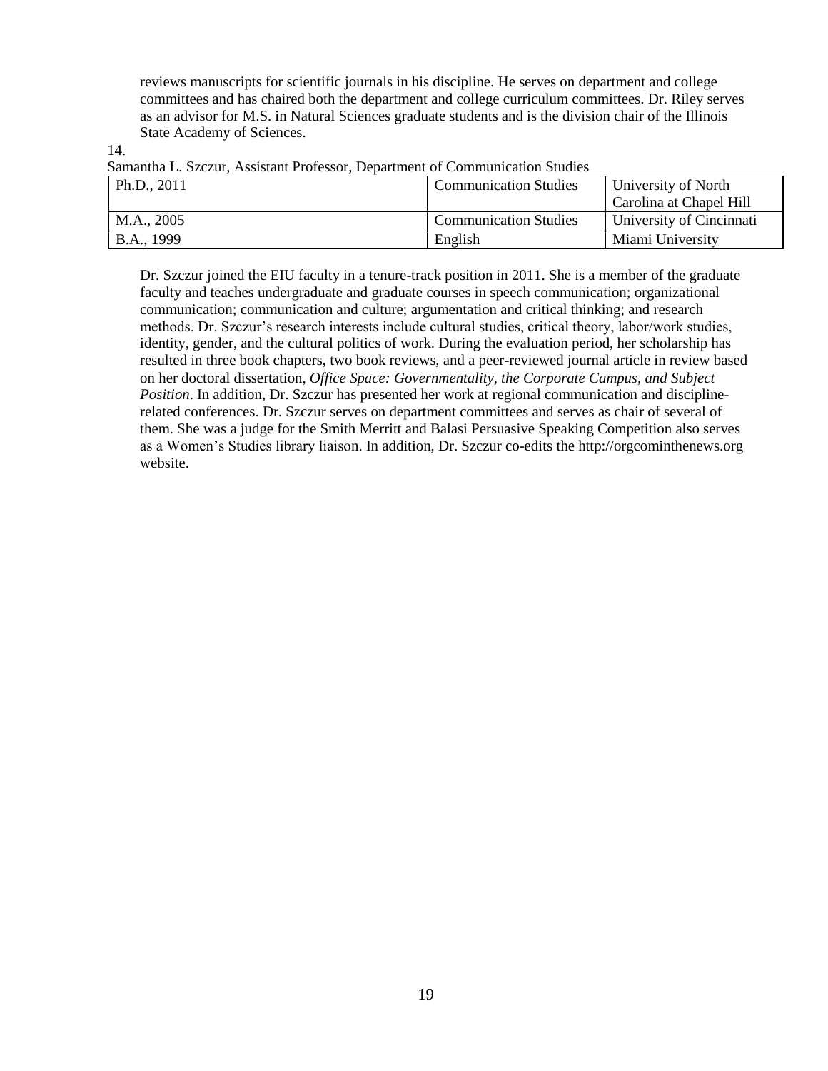reviews manuscripts for scientific journals in his discipline. He serves on department and college committees and has chaired both the department and college curriculum committees. Dr. Riley serves as an advisor for M.S. in Natural Sciences graduate students and is the division chair of the Illinois State Academy of Sciences.

14.

Samantha L. Szczur, Assistant Professor, Department of Communication Studies

| Ph.D., 2011 | Communication Studies | University of North Carolina at Chapel Hill |
|---|---|---|
| M.A., 2005 | Communication Studies | University of Cincinnati |
| B.A., 1999 | English | Miami University |

Dr. Szczur joined the EIU faculty in a tenure-track position in 2011. She is a member of the graduate faculty and teaches undergraduate and graduate courses in speech communication; organizational communication; communication and culture; argumentation and critical thinking; and research methods. Dr. Szczur's research interests include cultural studies, critical theory, labor/work studies, identity, gender, and the cultural politics of work. During the evaluation period, her scholarship has resulted in three book chapters, two book reviews, and a peer-reviewed journal article in review based on her doctoral dissertation, *Office Space: Governmentality, the Corporate Campus, and Subject Position*. In addition, Dr. Szczur has presented her work at regional communication and discipline-related conferences. Dr. Szczur serves on department committees and serves as chair of several of them. She was a judge for the Smith Merritt and Balasi Persuasive Speaking Competition also serves as a Women's Studies library liaison. In addition, Dr. Szczur co-edits the http://orgcominthenews.org website.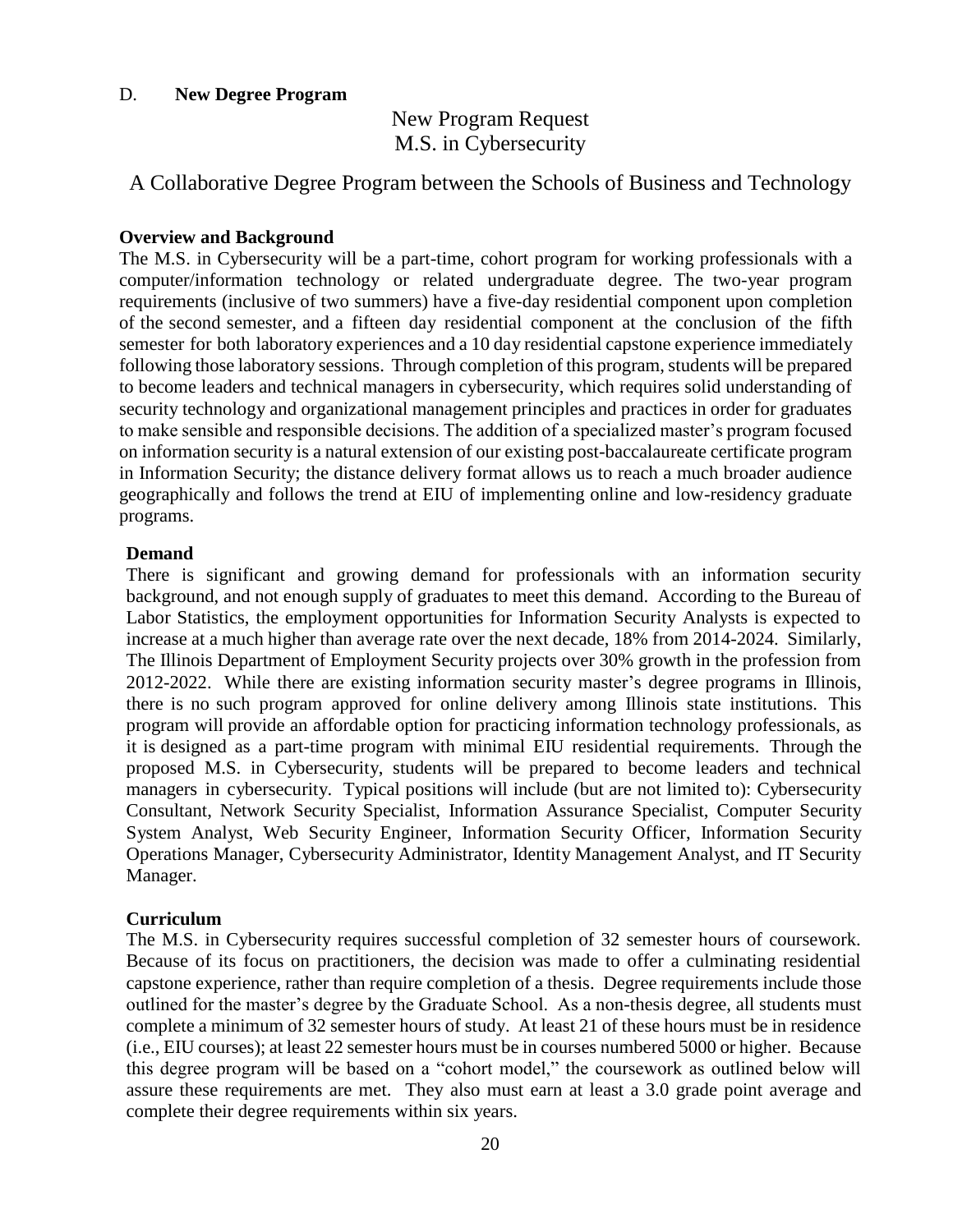D. **New Degree Program**

# New Program Request
# M.S. in Cybersecurity

## A Collaborative Degree Program between the Schools of Business and Technology

### Overview and Background

The M.S. in Cybersecurity will be a part-time, cohort program for working professionals with a computer/information technology or related undergraduate degree. The two-year program requirements (inclusive of two summers) have a five-day residential component upon completion of the second semester, and a fifteen day residential component at the conclusion of the fifth semester for both laboratory experiences and a 10 day residential capstone experience immediately following those laboratory sessions. Through completion of this program, students will be prepared to become leaders and technical managers in cybersecurity, which requires solid understanding of security technology and organizational management principles and practices in order for graduates to make sensible and responsible decisions. The addition of a specialized master's program focused on information security is a natural extension of our existing post-baccalaureate certificate program in Information Security; the distance delivery format allows us to reach a much broader audience geographically and follows the trend at EIU of implementing online and low-residency graduate programs.

### Demand

There is significant and growing demand for professionals with an information security background, and not enough supply of graduates to meet this demand. According to the Bureau of Labor Statistics, the employment opportunities for Information Security Analysts is expected to increase at a much higher than average rate over the next decade, 18% from 2014-2024. Similarly, The Illinois Department of Employment Security projects over 30% growth in the profession from 2012-2022. While there are existing information security master's degree programs in Illinois, there is no such program approved for online delivery among Illinois state institutions. This program will provide an affordable option for practicing information technology professionals, as it is designed as a part-time program with minimal EIU residential requirements. Through the proposed M.S. in Cybersecurity, students will be prepared to become leaders and technical managers in cybersecurity. Typical positions will include (but are not limited to): Cybersecurity Consultant, Network Security Specialist, Information Assurance Specialist, Computer Security System Analyst, Web Security Engineer, Information Security Officer, Information Security Operations Manager, Cybersecurity Administrator, Identity Management Analyst, and IT Security Manager.

### Curriculum

The M.S. in Cybersecurity requires successful completion of 32 semester hours of coursework. Because of its focus on practitioners, the decision was made to offer a culminating residential capstone experience, rather than require completion of a thesis. Degree requirements include those outlined for the master's degree by the Graduate School. As a non-thesis degree, all students must complete a minimum of 32 semester hours of study. At least 21 of these hours must be in residence (i.e., EIU courses); at least 22 semester hours must be in courses numbered 5000 or higher. Because this degree program will be based on a "cohort model," the coursework as outlined below will assure these requirements are met. They also must earn at least a 3.0 grade point average and complete their degree requirements within six years.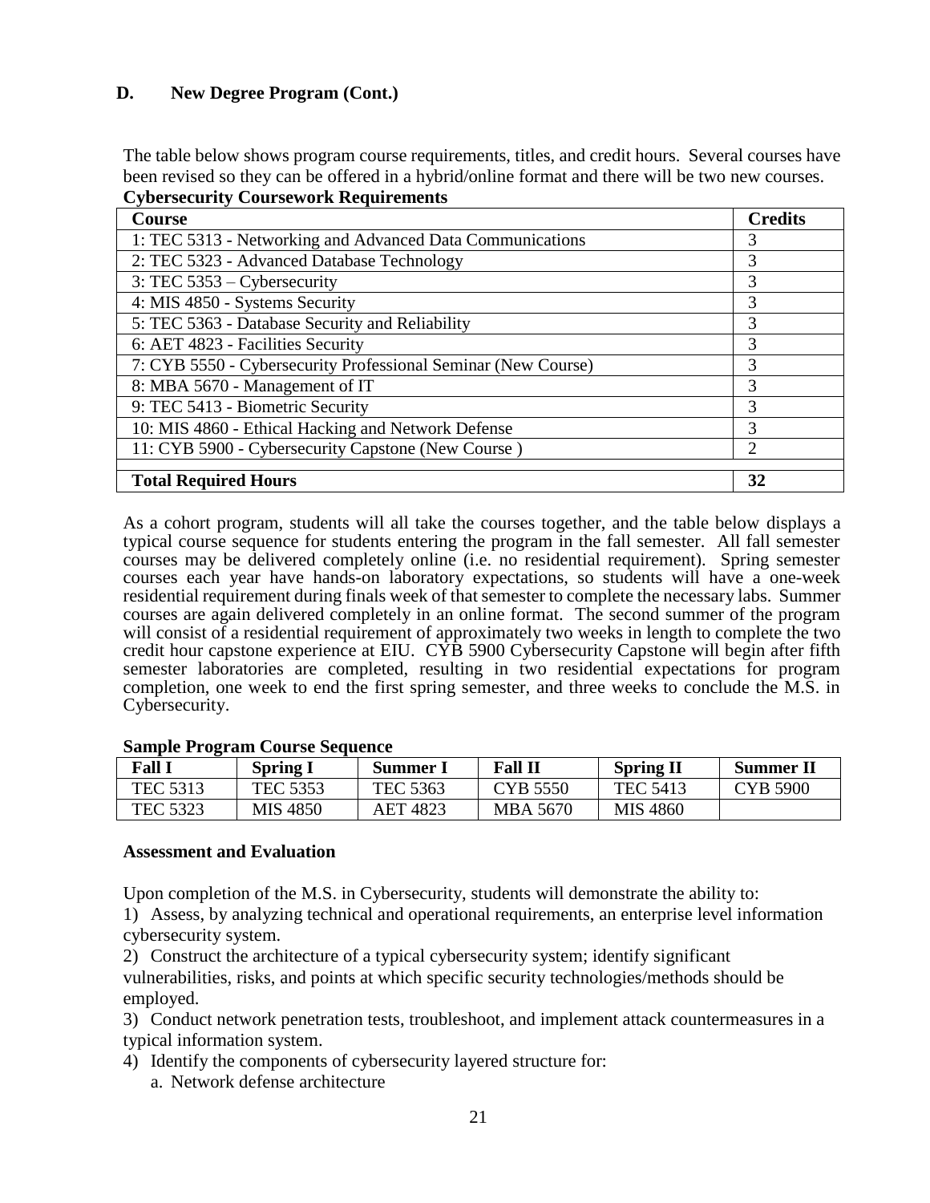## D. New Degree Program (Cont.)

The table below shows program course requirements, titles, and credit hours. Several courses have been revised so they can be offered in a hybrid/online format and there will be two new courses.

**Cybersecurity Coursework Requirements**

| Course | Credits |
|---|---|
| 1: TEC 5313 - Networking and Advanced Data Communications | 3 |
| 2: TEC 5323 - Advanced Database Technology | 3 |
| 3: TEC 5353 – Cybersecurity | 3 |
| 4: MIS 4850 - Systems Security | 3 |
| 5: TEC 5363 - Database Security and Reliability | 3 |
| 6: AET 4823 - Facilities Security | 3 |
| 7: CYB 5550 - Cybersecurity Professional Seminar (New Course) | 3 |
| 8: MBA 5670 - Management of IT | 3 |
| 9: TEC 5413 - Biometric Security | 3 |
| 10: MIS 4860 - Ethical Hacking and Network Defense | 3 |
| 11: CYB 5900 - Cybersecurity Capstone (New Course ) | 2 |
| | |
| **Total Required Hours** | **32** |

As a cohort program, students will all take the courses together, and the table below displays a typical course sequence for students entering the program in the fall semester. All fall semester courses may be delivered completely online (i.e. no residential requirement). Spring semester courses each year have hands-on laboratory expectations, so students will have a one-week residential requirement during finals week of that semester to complete the necessary labs. Summer courses are again delivered completely in an online format. The second summer of the program will consist of a residential requirement of approximately two weeks in length to complete the two credit hour capstone experience at EIU. CYB 5900 Cybersecurity Capstone will begin after fifth semester laboratories are completed, resulting in two residential expectations for program completion, one week to end the first spring semester, and three weeks to conclude the M.S. in Cybersecurity.

**Sample Program Course Sequence**

| Fall I | Spring I | Summer I | Fall II | Spring II | Summer II |
|---|---|---|---|---|---|
| TEC 5313 | TEC 5353 | TEC 5363 | CYB 5550 | TEC 5413 | CYB 5900 |
| TEC 5323 | MIS 4850 | AET 4823 | MBA 5670 | MIS 4860 | |

**Assessment and Evaluation**

Upon completion of the M.S. in Cybersecurity, students will demonstrate the ability to:

1) Assess, by analyzing technical and operational requirements, an enterprise level information cybersecurity system.
2) Construct the architecture of a typical cybersecurity system; identify significant vulnerabilities, risks, and points at which specific security technologies/methods should be employed.
3) Conduct network penetration tests, troubleshoot, and implement attack countermeasures in a typical information system.
4) Identify the components of cybersecurity layered structure for:
   a. Network defense architecture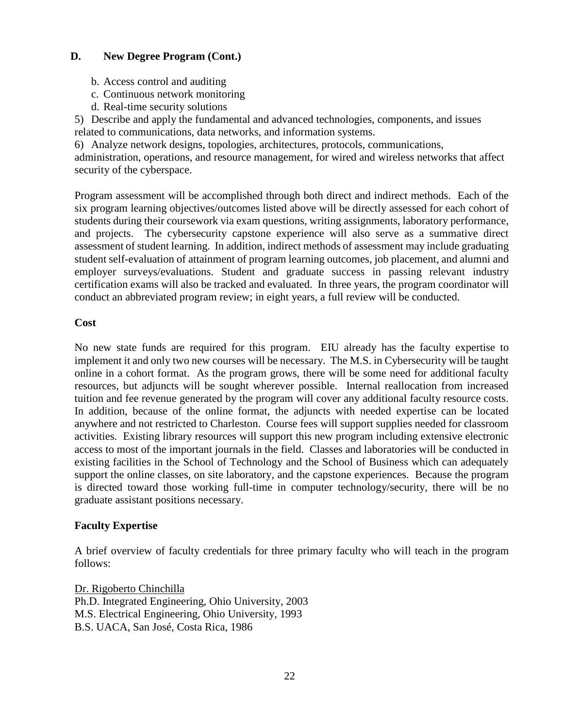## D. New Degree Program (Cont.)

b. Access control and auditing
c. Continuous network monitoring
d. Real-time security solutions

5) Describe and apply the fundamental and advanced technologies, components, and issues related to communications, data networks, and information systems.

6) Analyze network designs, topologies, architectures, protocols, communications, administration, operations, and resource management, for wired and wireless networks that affect security of the cyberspace.

Program assessment will be accomplished through both direct and indirect methods. Each of the six program learning objectives/outcomes listed above will be directly assessed for each cohort of students during their coursework via exam questions, writing assignments, laboratory performance, and projects. The cybersecurity capstone experience will also serve as a summative direct assessment of student learning. In addition, indirect methods of assessment may include graduating student self-evaluation of attainment of program learning outcomes, job placement, and alumni and employer surveys/evaluations. Student and graduate success in passing relevant industry certification exams will also be tracked and evaluated. In three years, the program coordinator will conduct an abbreviated program review; in eight years, a full review will be conducted.

**Cost**

No new state funds are required for this program. EIU already has the faculty expertise to implement it and only two new courses will be necessary. The M.S. in Cybersecurity will be taught online in a cohort format. As the program grows, there will be some need for additional faculty resources, but adjuncts will be sought wherever possible. Internal reallocation from increased tuition and fee revenue generated by the program will cover any additional faculty resource costs. In addition, because of the online format, the adjuncts with needed expertise can be located anywhere and not restricted to Charleston. Course fees will support supplies needed for classroom activities. Existing library resources will support this new program including extensive electronic access to most of the important journals in the field. Classes and laboratories will be conducted in existing facilities in the School of Technology and the School of Business which can adequately support the online classes, on site laboratory, and the capstone experiences. Because the program is directed toward those working full-time in computer technology/security, there will be no graduate assistant positions necessary.

**Faculty Expertise**

A brief overview of faculty credentials for three primary faculty who will teach in the program follows:

Dr. Rigoberto Chinchilla
Ph.D. Integrated Engineering, Ohio University, 2003
M.S. Electrical Engineering, Ohio University, 1993
B.S. UACA, San José, Costa Rica, 1986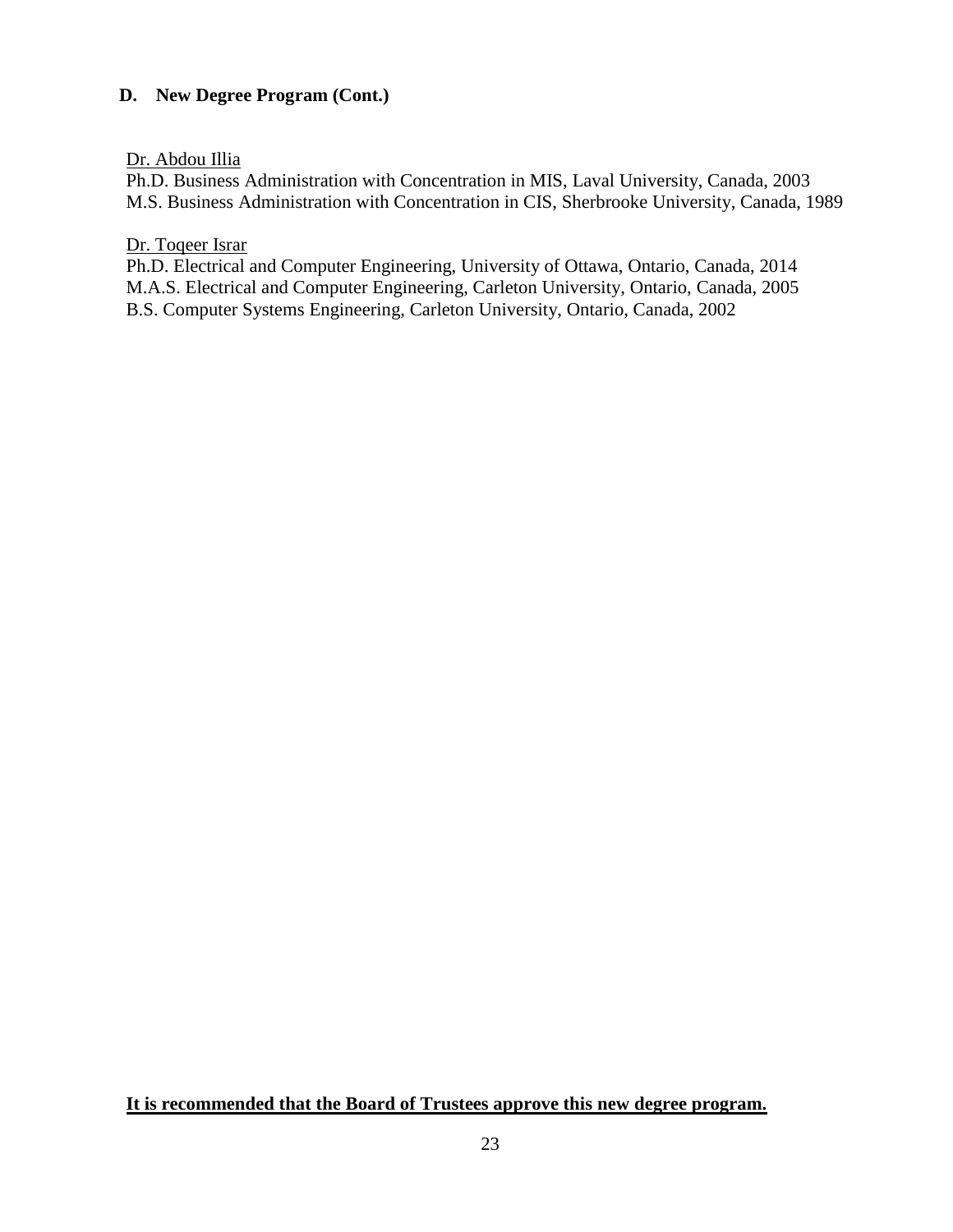## D. New Degree Program (Cont.)

<u>Dr. Abdou Illia</u>
Ph.D. Business Administration with Concentration in MIS, Laval University, Canada, 2003
M.S. Business Administration with Concentration in CIS, Sherbrooke University, Canada, 1989

<u>Dr. Toqeer Israr</u>
Ph.D. Electrical and Computer Engineering, University of Ottawa, Ontario, Canada, 2014
M.A.S. Electrical and Computer Engineering, Carleton University, Ontario, Canada, 2005
B.S. Computer Systems Engineering, Carleton University, Ontario, Canada, 2002

**<u>It is recommended that the Board of Trustees approve this new degree program.</u>**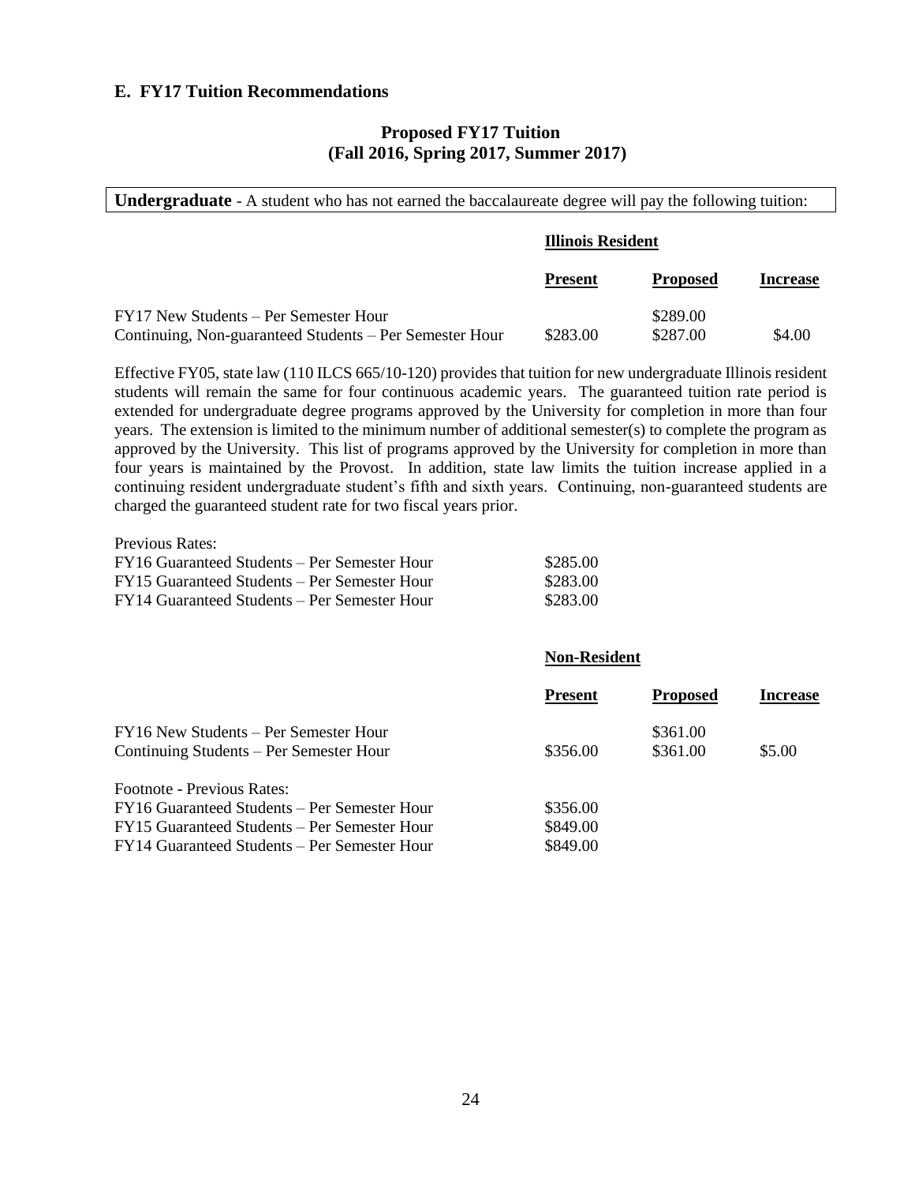## E. FY17 Tuition Recommendations

### Proposed FY17 Tuition (Fall 2016, Spring 2017, Summer 2017)

**Undergraduate** - A student who has not earned the baccalaureate degree will pay the following tuition:

**Illinois Resident**

| | Present | Proposed | Increase |
|---|---|---|---|
| FY17 New Students – Per Semester Hour | | $289.00 | |
| Continuing, Non-guaranteed Students – Per Semester Hour | $283.00 | $287.00 | $4.00 |

Effective FY05, state law (110 ILCS 665/10-120) provides that tuition for new undergraduate Illinois resident students will remain the same for four continuous academic years. The guaranteed tuition rate period is extended for undergraduate degree programs approved by the University for completion in more than four years. The extension is limited to the minimum number of additional semester(s) to complete the program as approved by the University. This list of programs approved by the University for completion in more than four years is maintained by the Provost. In addition, state law limits the tuition increase applied in a continuing resident undergraduate student's fifth and sixth years. Continuing, non-guaranteed students are charged the guaranteed student rate for two fiscal years prior.

Previous Rates:

| | |
|---|---|
| FY16 Guaranteed Students – Per Semester Hour | $285.00 |
| FY15 Guaranteed Students – Per Semester Hour | $283.00 |
| FY14 Guaranteed Students – Per Semester Hour | $283.00 |

**Non-Resident**

| | Present | Proposed | Increase |
|---|---|---|---|
| FY16 New Students – Per Semester Hour | | $361.00 | |
| Continuing Students – Per Semester Hour | $356.00 | $361.00 | $5.00 |

Footnote - Previous Rates:

| | |
|---|---|
| FY16 Guaranteed Students – Per Semester Hour | $356.00 |
| FY15 Guaranteed Students – Per Semester Hour | $849.00 |
| FY14 Guaranteed Students – Per Semester Hour | $849.00 |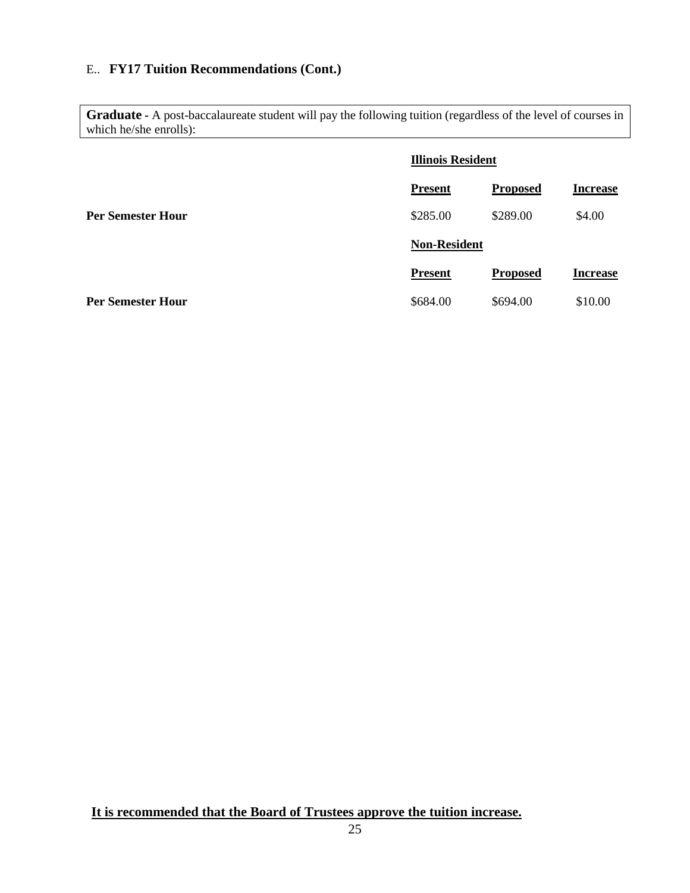E.. **FY17 Tuition Recommendations (Cont.)**

**Graduate** - A post-baccalaureate student will pay the following tuition (regardless of the level of courses in which he/she enrolls):

| | **Illinois Resident** | | |
|---|---|---|---|
| | **Present** | **Proposed** | **Increase** |
| **Per Semester Hour** | $285.00 | $289.00 | $4.00 |
| | **Non-Resident** | | |
| | **Present** | **Proposed** | **Increase** |
| **Per Semester Hour** | $684.00 | $694.00 | $10.00 |

**It is recommended that the Board of Trustees approve the tuition increase.**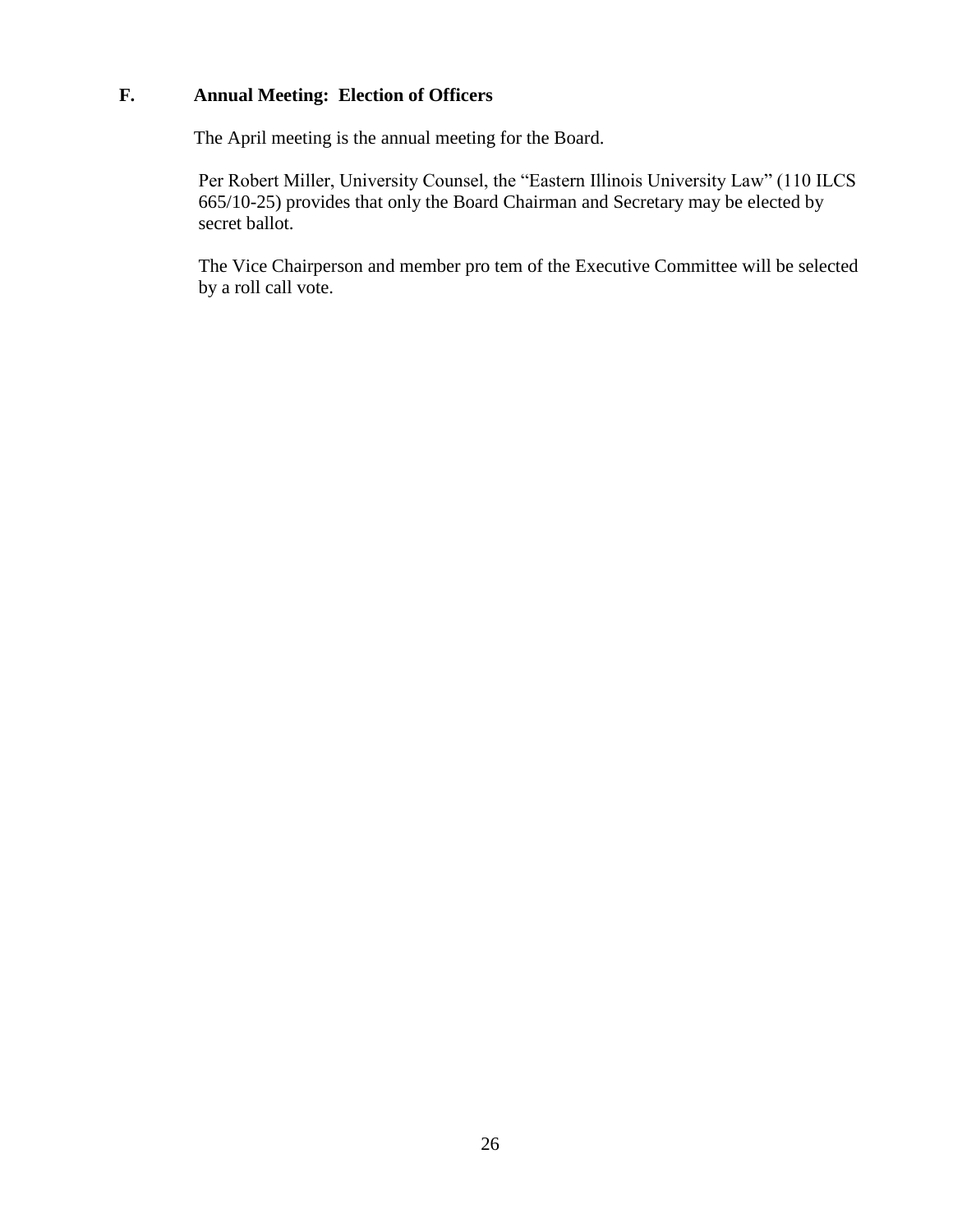## F. Annual Meeting: Election of Officers

The April meeting is the annual meeting for the Board.

Per Robert Miller, University Counsel, the "Eastern Illinois University Law" (110 ILCS 665/10-25) provides that only the Board Chairman and Secretary may be elected by secret ballot.

The Vice Chairperson and member pro tem of the Executive Committee will be selected by a roll call vote.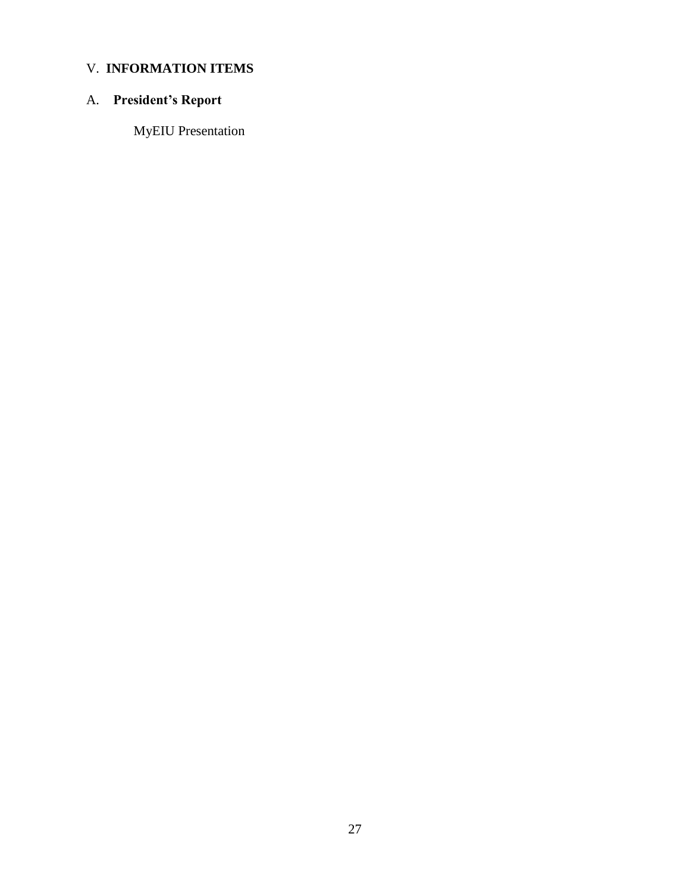## V. **INFORMATION ITEMS**

### A. **President's Report**

MyEIU Presentation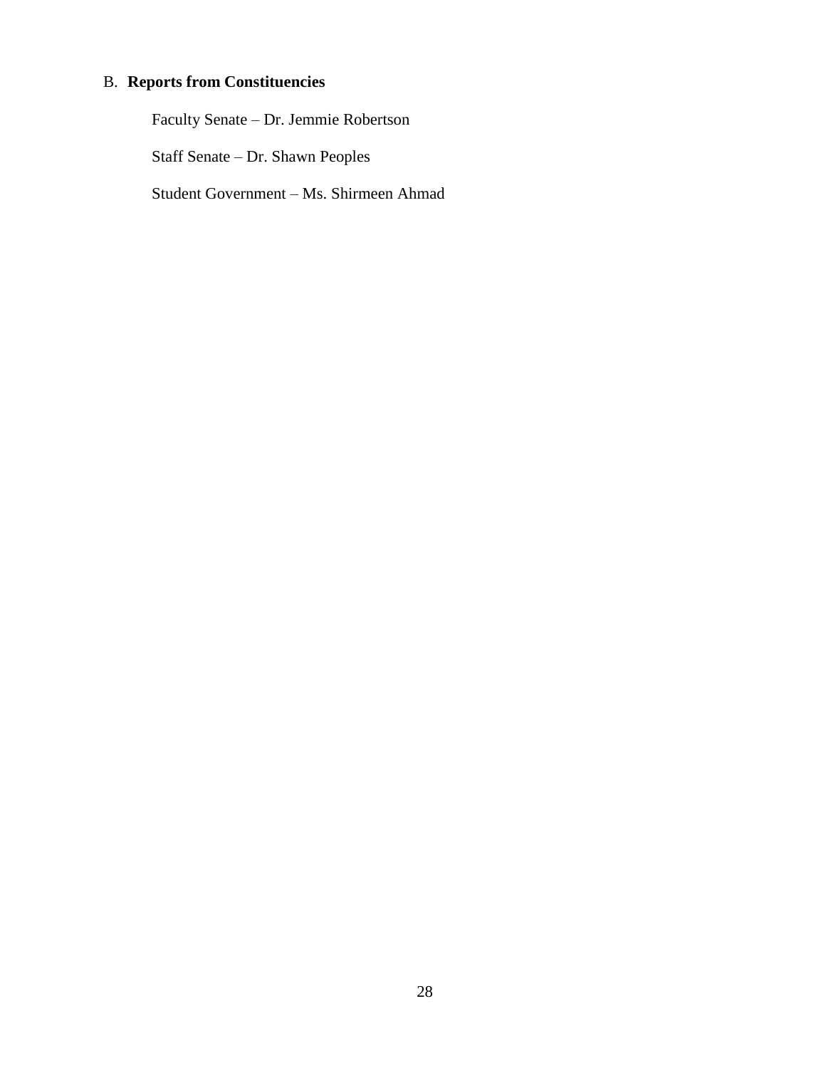## B. **Reports from Constituencies**

Faculty Senate – Dr. Jemmie Robertson

Staff Senate – Dr. Shawn Peoples

Student Government – Ms. Shirmeen Ahmad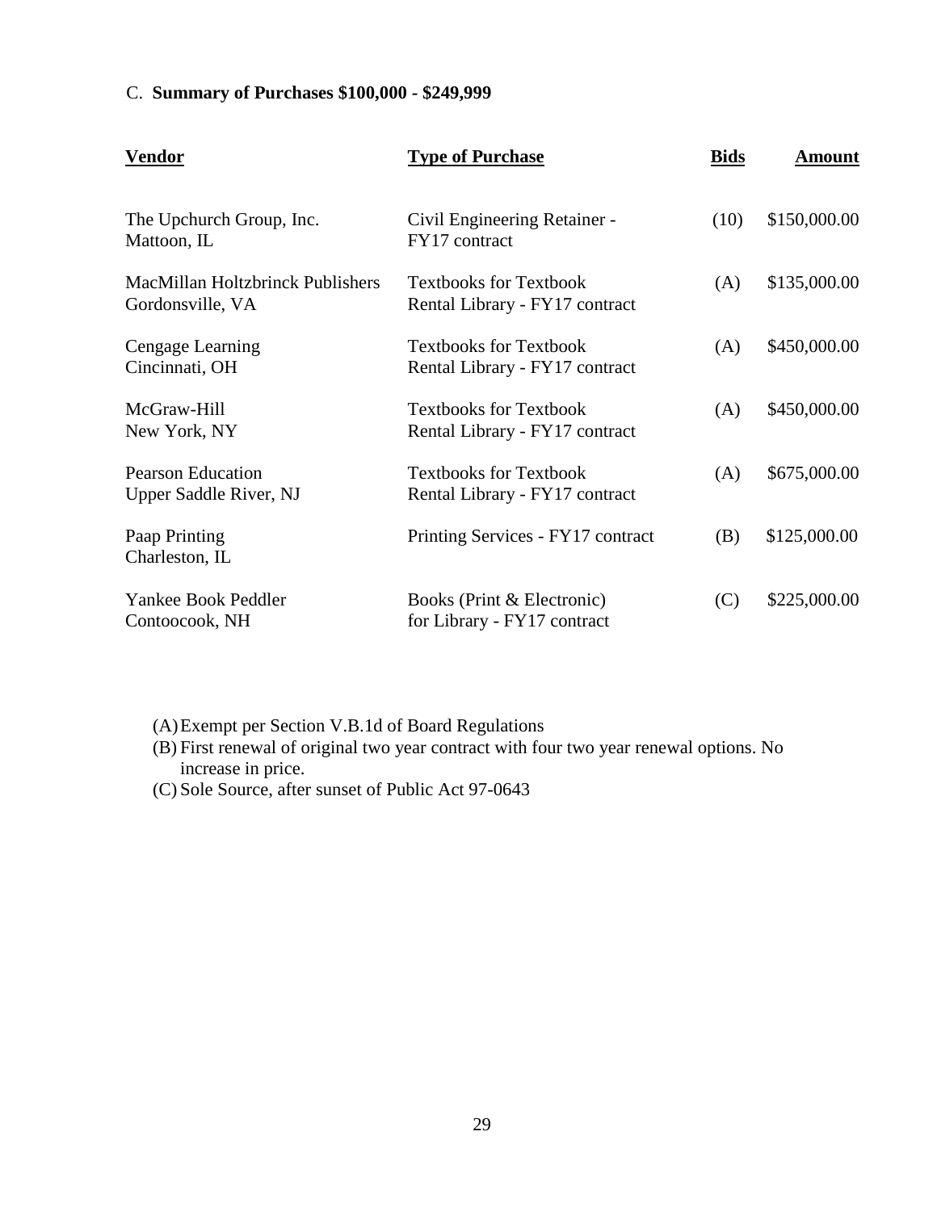C. **Summary of Purchases $100,000 - $249,999**

| Vendor | Type of Purchase | Bids | Amount |
|---|---|---|---|
| The Upchurch Group, Inc.<br>Mattoon, IL | Civil Engineering Retainer - FY17 contract | (10) | $150,000.00 |
| MacMillan Holtzbrinck Publishers<br>Gordonsville, VA | Textbooks for Textbook Rental Library - FY17 contract | (A) | $135,000.00 |
| Cengage Learning<br>Cincinnati, OH | Textbooks for Textbook Rental Library - FY17 contract | (A) | $450,000.00 |
| McGraw-Hill<br>New York, NY | Textbooks for Textbook Rental Library - FY17 contract | (A) | $450,000.00 |
| Pearson Education<br>Upper Saddle River, NJ | Textbooks for Textbook Rental Library - FY17 contract | (A) | $675,000.00 |
| Paap Printing<br>Charleston, IL | Printing Services - FY17 contract | (B) | $125,000.00 |
| Yankee Book Peddler<br>Contoocook, NH | Books (Print & Electronic) for Library - FY17 contract | (C) | $225,000.00 |

(A) Exempt per Section V.B.1d of Board Regulations
(B) First renewal of original two year contract with four two year renewal options. No increase in price.
(C) Sole Source, after sunset of Public Act 97-0643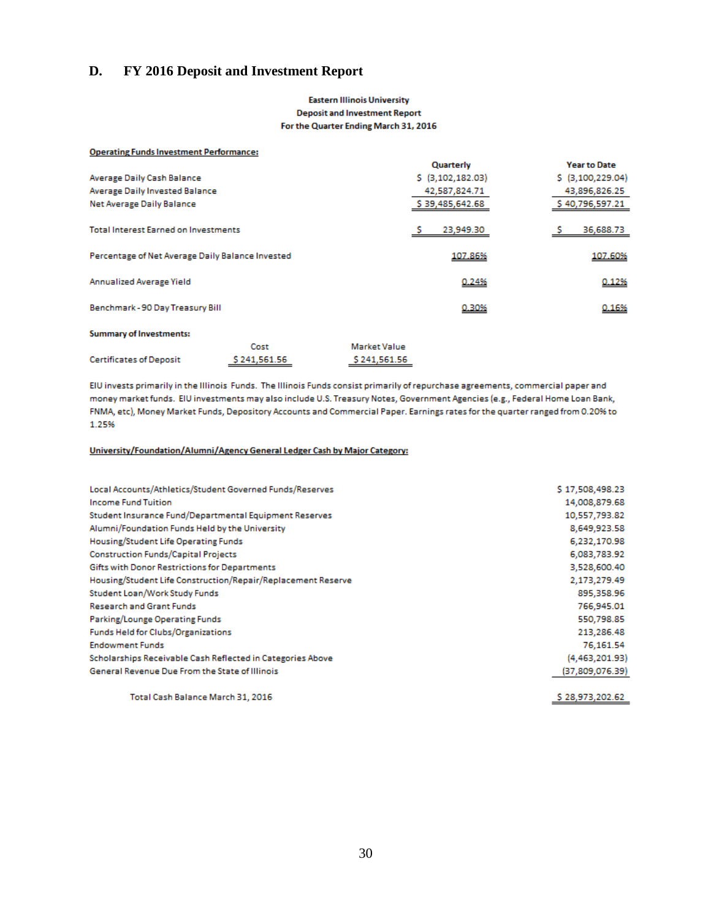## D. FY 2016 Deposit and Investment Report

**Eastern Illinois University**
**Deposit and Investment Report**
**For the Quarter Ending March 31, 2016**

**Operating Funds Investment Performance:**

| | Quarterly | Year to Date |
|---|---|---|
| Average Daily Cash Balance | $ (3,102,182.03) | $ (3,100,229.04) |
| Average Daily Invested Balance | 42,587,824.71 | 43,896,826.25 |
| Net Average Daily Balance | $ 39,485,642.68 | $ 40,796,597.21 |
| Total Interest Earned on Investments | $ 23,949.30 | $ 36,688.73 |
| Percentage of Net Average Daily Balance Invested | 107.86% | 107.60% |
| Annualized Average Yield | 0.24% | 0.12% |
| Benchmark - 90 Day Treasury Bill | 0.30% | 0.16% |

**Summary of Investments:**

| | Cost | Market Value |
|---|---|---|
| Certificates of Deposit | $ 241,561.56 | $ 241,561.56 |

EIU invests primarily in the Illinois Funds. The Illinois Funds consist primarily of repurchase agreements, commercial paper and money market funds. EIU investments may also include U.S. Treasury Notes, Government Agencies (e.g., Federal Home Loan Bank, FNMA, etc), Money Market Funds, Depository Accounts and Commercial Paper. Earnings rates for the quarter ranged from 0.20% to 1.25%

**University/Foundation/Alumni/Agency General Ledger Cash by Major Category:**

| | |
|---|---|
| Local Accounts/Athletics/Student Governed Funds/Reserves | $ 17,508,498.23 |
| Income Fund Tuition | 14,008,879.68 |
| Student Insurance Fund/Departmental Equipment Reserves | 10,557,793.82 |
| Alumni/Foundation Funds Held by the University | 8,649,923.58 |
| Housing/Student Life Operating Funds | 6,232,170.98 |
| Construction Funds/Capital Projects | 6,083,783.92 |
| Gifts with Donor Restrictions for Departments | 3,528,600.40 |
| Housing/Student Life Construction/Repair/Replacement Reserve | 2,173,279.49 |
| Student Loan/Work Study Funds | 895,358.96 |
| Research and Grant Funds | 766,945.01 |
| Parking/Lounge Operating Funds | 550,798.85 |
| Funds Held for Clubs/Organizations | 213,286.48 |
| Endowment Funds | 76,161.54 |
| Scholarships Receivable Cash Reflected in Categories Above | (4,463,201.93) |
| General Revenue Due From the State of Illinois | (37,809,076.39) |
| Total Cash Balance March 31, 2016 | $ 28,973,202.62 |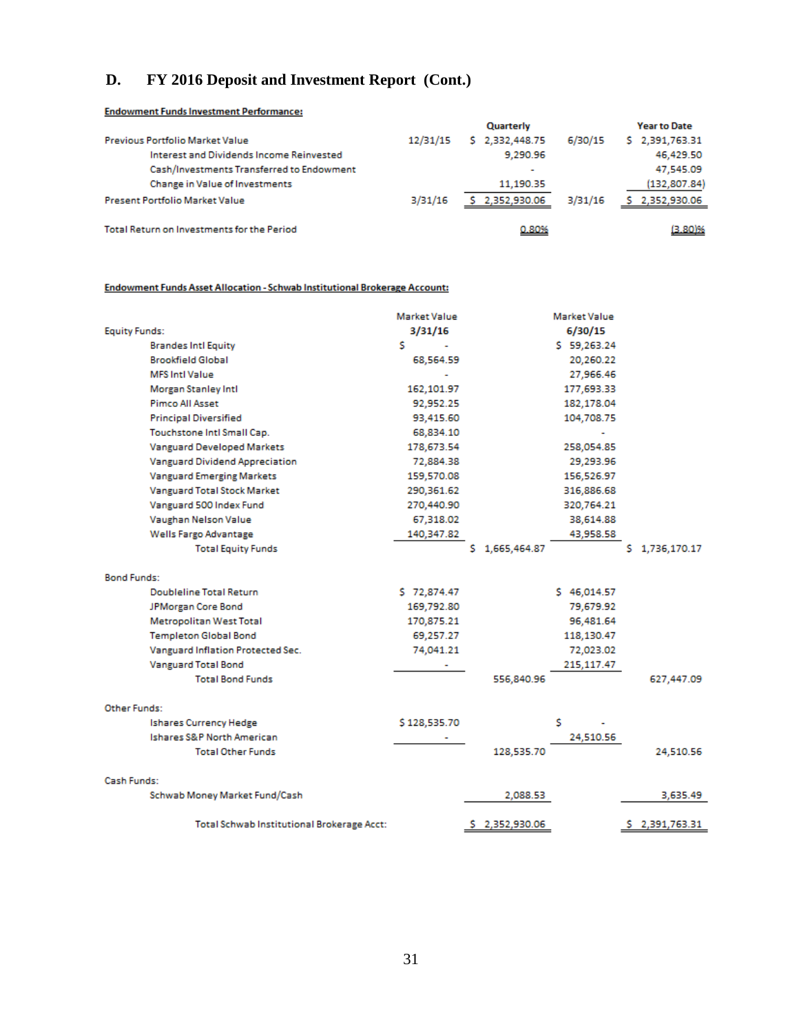## D. FY 2016 Deposit and Investment Report (Cont.)

**Endowment Funds Investment Performance:**

| | | Quarterly | | Year to Date |
|---|---|---|---|---|
| Previous Portfolio Market Value | 12/31/15 | $ 2,332,448.75 | 6/30/15 | $ 2,391,763.31 |
| Interest and Dividends Income Reinvested | | 9,290.96 | | 46,429.50 |
| Cash/Investments Transferred to Endowment | | - | | 47,545.09 |
| Change in Value of Investments | | 11,190.35 | | (132,807.84) |
| Present Portfolio Market Value | 3/31/16 | $ 2,352,930.06 | 3/31/16 | $ 2,352,930.06 |
| | | | | |
| Total Return on Investments for the Period | | 0.80% | | (3.80)% |

**Endowment Funds Asset Allocation - Schwab Institutional Brokerage Account:**

| | Market Value 3/31/16 | | Market Value 6/30/15 | |
|---|---|---|---|---|
| **Equity Funds:** | | | | |
| Brandes Intl Equity | $ - | | $ 59,263.24 | |
| Brookfield Global | 68,564.59 | | 20,260.22 | |
| MFS Intl Value | - | | 27,966.46 | |
| Morgan Stanley Intl | 162,101.97 | | 177,693.33 | |
| Pimco All Asset | 92,952.25 | | 182,178.04 | |
| Principal Diversified | 93,415.60 | | 104,708.75 | |
| Touchstone Intl Small Cap. | 68,834.10 | | - | |
| Vanguard Developed Markets | 178,673.54 | | 258,054.85 | |
| Vanguard Dividend Appreciation | 72,884.38 | | 29,293.96 | |
| Vanguard Emerging Markets | 159,570.08 | | 156,526.97 | |
| Vanguard Total Stock Market | 290,361.62 | | 316,886.68 | |
| Vanguard 500 Index Fund | 270,440.90 | | 320,764.21 | |
| Vaughan Nelson Value | 67,318.02 | | 38,614.88 | |
| Wells Fargo Advantage | 140,347.82 | | 43,958.58 | |
| Total Equity Funds | | $ 1,665,464.87 | | $ 1,736,170.17 |
| **Bond Funds:** | | | | |
| Doubleline Total Return | $ 72,874.47 | | $ 46,014.57 | |
| JPMorgan Core Bond | 169,792.80 | | 79,679.92 | |
| Metropolitan West Total | 170,875.21 | | 96,481.64 | |
| Templeton Global Bond | 69,257.27 | | 118,130.47 | |
| Vanguard Inflation Protected Sec. | 74,041.21 | | 72,023.02 | |
| Vanguard Total Bond | - | | 215,117.47 | |
| Total Bond Funds | | 556,840.96 | | 627,447.09 |
| **Other Funds:** | | | | |
| Ishares Currency Hedge | $ 128,535.70 | | $ - | |
| Ishares S&P North American | - | | 24,510.56 | |
| Total Other Funds | | 128,535.70 | | 24,510.56 |
| **Cash Funds:** | | | | |
| Schwab Money Market Fund/Cash | | 2,088.53 | | 3,635.49 |
| Total Schwab Institutional Brokerage Acct: | | $ 2,352,930.06 | | $ 2,391,763.31 |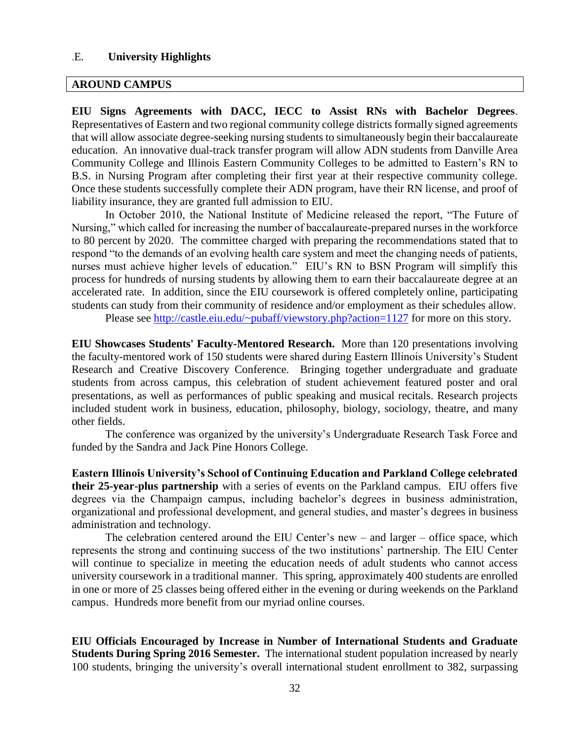## .E. University Highlights

### AROUND CAMPUS

**EIU Signs Agreements with DACC, IECC to Assist RNs with Bachelor Degrees**. Representatives of Eastern and two regional community college districts formally signed agreements that will allow associate degree-seeking nursing students to simultaneously begin their baccalaureate education. An innovative dual-track transfer program will allow ADN students from Danville Area Community College and Illinois Eastern Community Colleges to be admitted to Eastern's RN to B.S. in Nursing Program after completing their first year at their respective community college. Once these students successfully complete their ADN program, have their RN license, and proof of liability insurance, they are granted full admission to EIU.

In October 2010, the National Institute of Medicine released the report, "The Future of Nursing," which called for increasing the number of baccalaureate-prepared nurses in the workforce to 80 percent by 2020. The committee charged with preparing the recommendations stated that to respond "to the demands of an evolving health care system and meet the changing needs of patients, nurses must achieve higher levels of education." EIU's RN to BSN Program will simplify this process for hundreds of nursing students by allowing them to earn their baccalaureate degree at an accelerated rate. In addition, since the EIU coursework is offered completely online, participating students can study from their community of residence and/or employment as their schedules allow.

Please see http://castle.eiu.edu/~pubaff/viewstory.php?action=1127 for more on this story.

**EIU Showcases Students' Faculty-Mentored Research.** More than 120 presentations involving the faculty-mentored work of 150 students were shared during Eastern Illinois University's Student Research and Creative Discovery Conference. Bringing together undergraduate and graduate students from across campus, this celebration of student achievement featured poster and oral presentations, as well as performances of public speaking and musical recitals. Research projects included student work in business, education, philosophy, biology, sociology, theatre, and many other fields.

The conference was organized by the university's Undergraduate Research Task Force and funded by the Sandra and Jack Pine Honors College.

**Eastern Illinois University's School of Continuing Education and Parkland College celebrated their 25-year-plus partnership** with a series of events on the Parkland campus. EIU offers five degrees via the Champaign campus, including bachelor's degrees in business administration, organizational and professional development, and general studies, and master's degrees in business administration and technology.

The celebration centered around the EIU Center's new – and larger – office space, which represents the strong and continuing success of the two institutions' partnership. The EIU Center will continue to specialize in meeting the education needs of adult students who cannot access university coursework in a traditional manner. This spring, approximately 400 students are enrolled in one or more of 25 classes being offered either in the evening or during weekends on the Parkland campus. Hundreds more benefit from our myriad online courses.

**EIU Officials Encouraged by Increase in Number of International Students and Graduate Students During Spring 2016 Semester.** The international student population increased by nearly 100 students, bringing the university's overall international student enrollment to 382, surpassing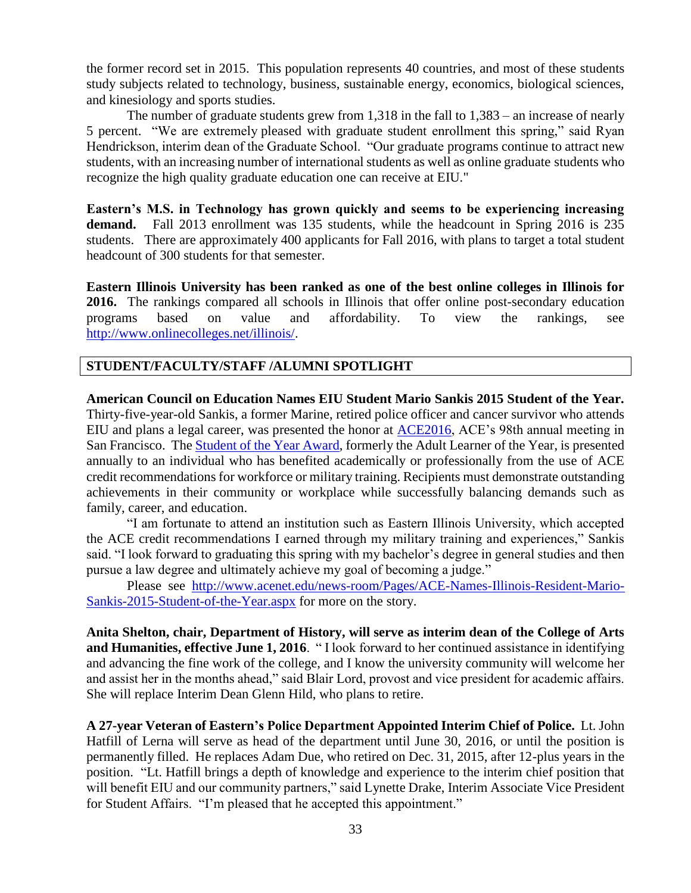the former record set in 2015. This population represents 40 countries, and most of these students study subjects related to technology, business, sustainable energy, economics, biological sciences, and kinesiology and sports studies.

The number of graduate students grew from 1,318 in the fall to 1,383 – an increase of nearly 5 percent. "We are extremely pleased with graduate student enrollment this spring," said Ryan Hendrickson, interim dean of the Graduate School. "Our graduate programs continue to attract new students, with an increasing number of international students as well as online graduate students who recognize the high quality graduate education one can receive at EIU."

**Eastern's M.S. in Technology has grown quickly and seems to be experiencing increasing demand.** Fall 2013 enrollment was 135 students, while the headcount in Spring 2016 is 235 students. There are approximately 400 applicants for Fall 2016, with plans to target a total student headcount of 300 students for that semester.

**Eastern Illinois University has been ranked as one of the best online colleges in Illinois for 2016.** The rankings compared all schools in Illinois that offer online post-secondary education programs based on value and affordability. To view the rankings, see [http://www.onlinecolleges.net/illinois/](http://www.onlinecolleges.net/illinois/).

## STUDENT/FACULTY/STAFF /ALUMNI SPOTLIGHT

**American Council on Education Names EIU Student Mario Sankis 2015 Student of the Year.** Thirty-five-year-old Sankis, a former Marine, retired police officer and cancer survivor who attends EIU and plans a legal career, was presented the honor at ACE2016, ACE's 98th annual meeting in San Francisco. The Student of the Year Award, formerly the Adult Learner of the Year, is presented annually to an individual who has benefited academically or professionally from the use of ACE credit recommendations for workforce or military training. Recipients must demonstrate outstanding achievements in their community or workplace while successfully balancing demands such as family, career, and education.

"I am fortunate to attend an institution such as Eastern Illinois University, which accepted the ACE credit recommendations I earned through my military training and experiences," Sankis said. "I look forward to graduating this spring with my bachelor's degree in general studies and then pursue a law degree and ultimately achieve my goal of becoming a judge."

Please see [http://www.acenet.edu/news-room/Pages/ACE-Names-Illinois-Resident-Mario-Sankis-2015-Student-of-the-Year.aspx](http://www.acenet.edu/news-room/Pages/ACE-Names-Illinois-Resident-Mario-Sankis-2015-Student-of-the-Year.aspx) for more on the story.

**Anita Shelton, chair, Department of History, will serve as interim dean of the College of Arts and Humanities, effective June 1, 2016**. " I look forward to her continued assistance in identifying and advancing the fine work of the college, and I know the university community will welcome her and assist her in the months ahead," said Blair Lord, provost and vice president for academic affairs. She will replace Interim Dean Glenn Hild, who plans to retire.

**A 27-year Veteran of Eastern's Police Department Appointed Interim Chief of Police.** Lt. John Hatfill of Lerna will serve as head of the department until June 30, 2016, or until the position is permanently filled. He replaces Adam Due, who retired on Dec. 31, 2015, after 12-plus years in the position. "Lt. Hatfill brings a depth of knowledge and experience to the interim chief position that will benefit EIU and our community partners," said Lynette Drake, Interim Associate Vice President for Student Affairs. "I'm pleased that he accepted this appointment."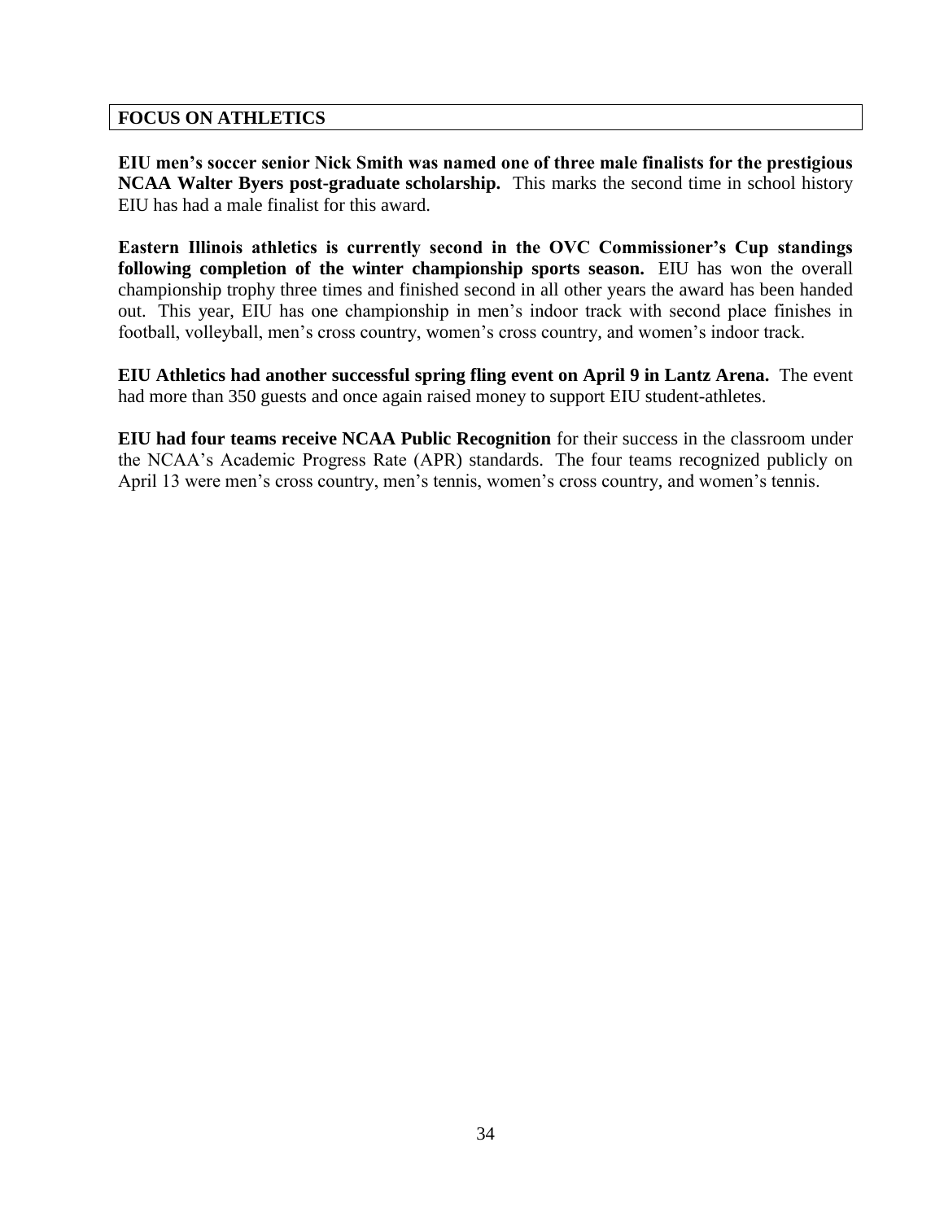## FOCUS ON ATHLETICS

**EIU men's soccer senior Nick Smith was named one of three male finalists for the prestigious NCAA Walter Byers post-graduate scholarship.** This marks the second time in school history EIU has had a male finalist for this award.

**Eastern Illinois athletics is currently second in the OVC Commissioner's Cup standings following completion of the winter championship sports season.** EIU has won the overall championship trophy three times and finished second in all other years the award has been handed out. This year, EIU has one championship in men's indoor track with second place finishes in football, volleyball, men's cross country, women's cross country, and women's indoor track.

**EIU Athletics had another successful spring fling event on April 9 in Lantz Arena.** The event had more than 350 guests and once again raised money to support EIU student-athletes.

**EIU had four teams receive NCAA Public Recognition** for their success in the classroom under the NCAA's Academic Progress Rate (APR) standards. The four teams recognized publicly on April 13 were men's cross country, men's tennis, women's cross country, and women's tennis.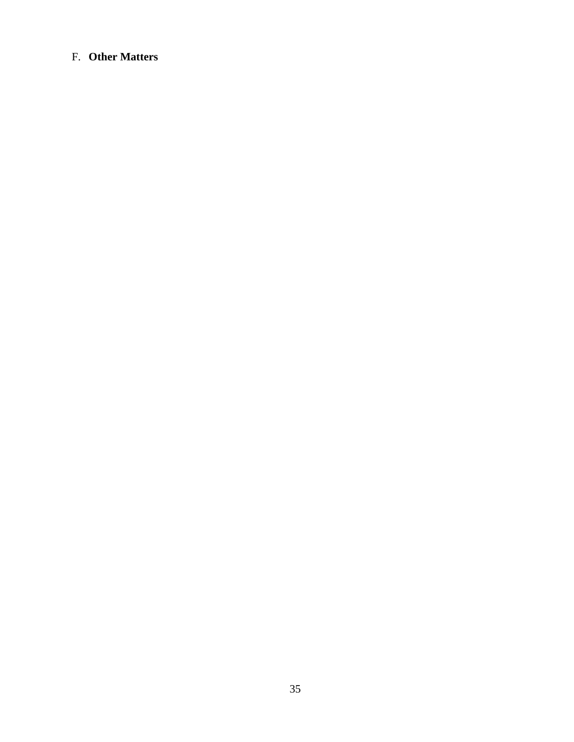F. **Other Matters**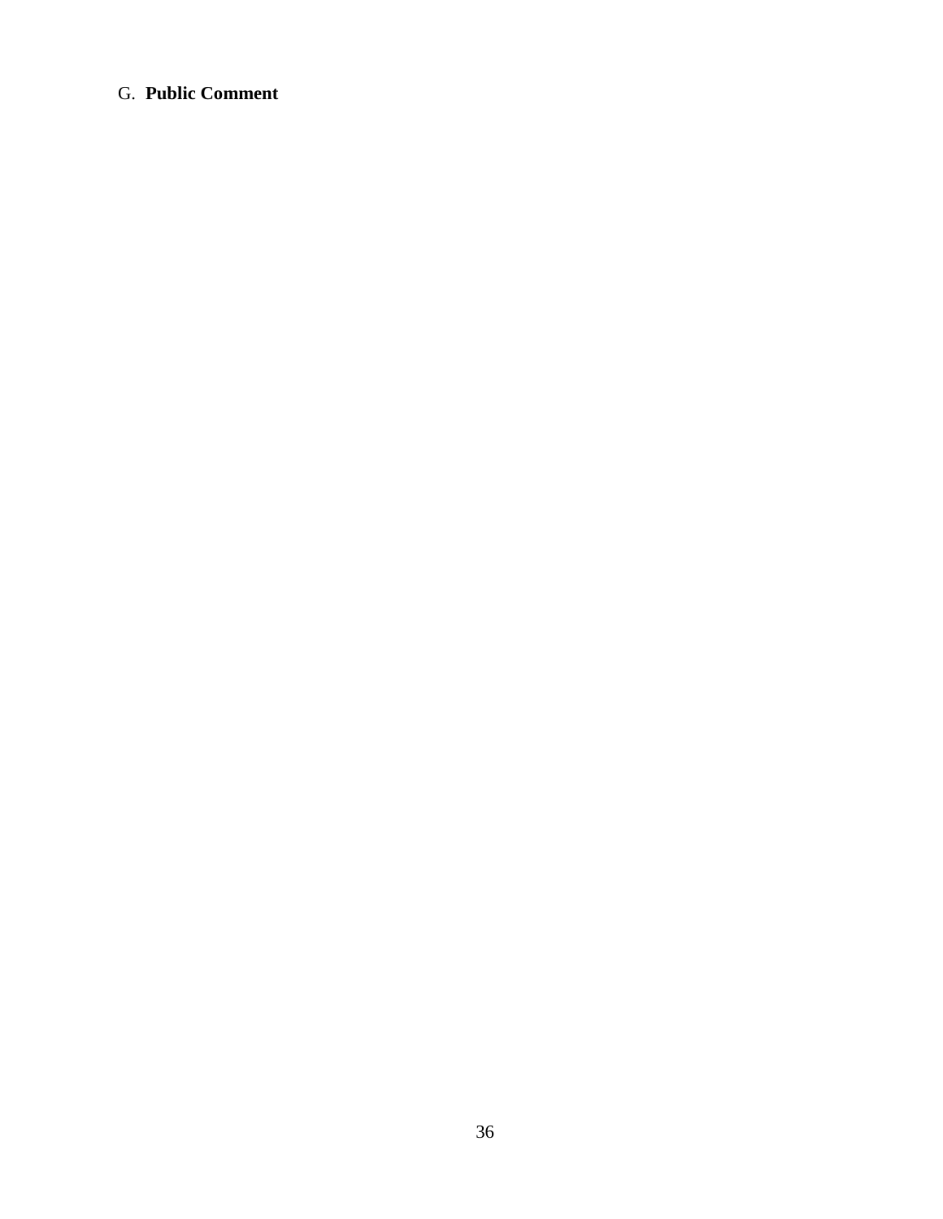G. **Public Comment**